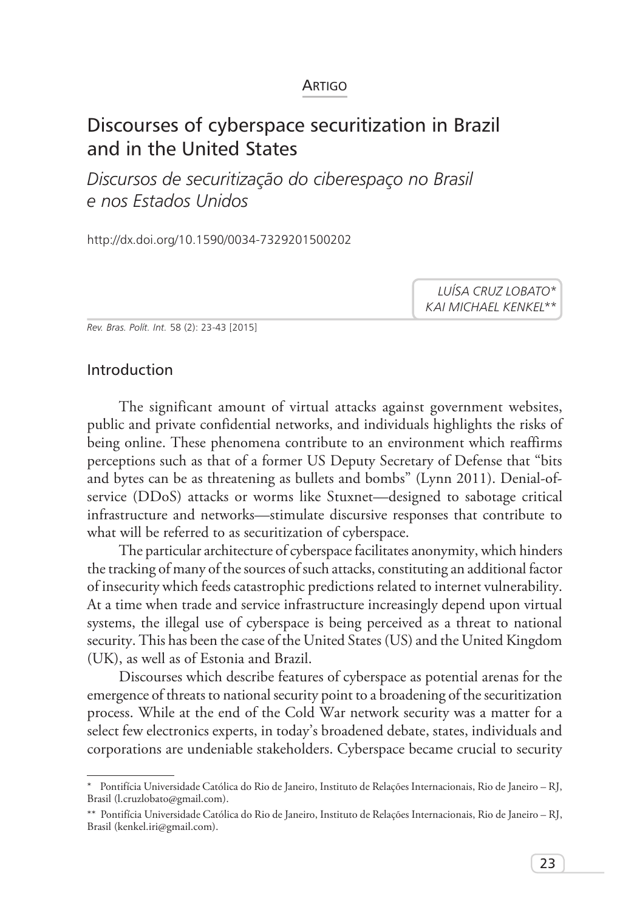Artigo

# Discourses of cyberspace securitization in Brazil and in the United States

*Discursos de securitização do ciberespaço no Brasil e nos Estados Unidos*

http://dx.doi.org/10.1590/0034-7329201500202

*Luísa Cruz Lobato**
*Kai Michael Kenkel***

*Rev. Bras. Polít. Int.* 58 (2): 23-43 [2015]

## Introduction

The significant amount of virtual attacks against government websites, public and private confidential networks, and individuals highlights the risks of being online. These phenomena contribute to an environment which reaffirms perceptions such as that of a former US Deputy Secretary of Defense that "bits and bytes can be as threatening as bullets and bombs" (Lynn 2011). Denial-of-service (DDoS) attacks or worms like Stuxnet—designed to sabotage critical infrastructure and networks—stimulate discursive responses that contribute to what will be referred to as securitization of cyberspace.

The particular architecture of cyberspace facilitates anonymity, which hinders the tracking of many of the sources of such attacks, constituting an additional factor of insecurity which feeds catastrophic predictions related to internet vulnerability. At a time when trade and service infrastructure increasingly depend upon virtual systems, the illegal use of cyberspace is being perceived as a threat to national security. This has been the case of the United States (US) and the United Kingdom (UK), as well as of Estonia and Brazil.

Discourses which describe features of cyberspace as potential arenas for the emergence of threats to national security point to a broadening of the securitization process. While at the end of the Cold War network security was a matter for a select few electronics experts, in today's broadened debate, states, individuals and corporations are undeniable stakeholders. Cyberspace became crucial to security

---

\* Pontifícia Universidade Católica do Rio de Janeiro, Instituto de Relações Internacionais, Rio de Janeiro – RJ, Brasil (l.cruzlobato@gmail.com).

\*\* Pontifícia Universidade Católica do Rio de Janeiro, Instituto de Relações Internacionais, Rio de Janeiro – RJ, Brasil (kenkel.iri@gmail.com).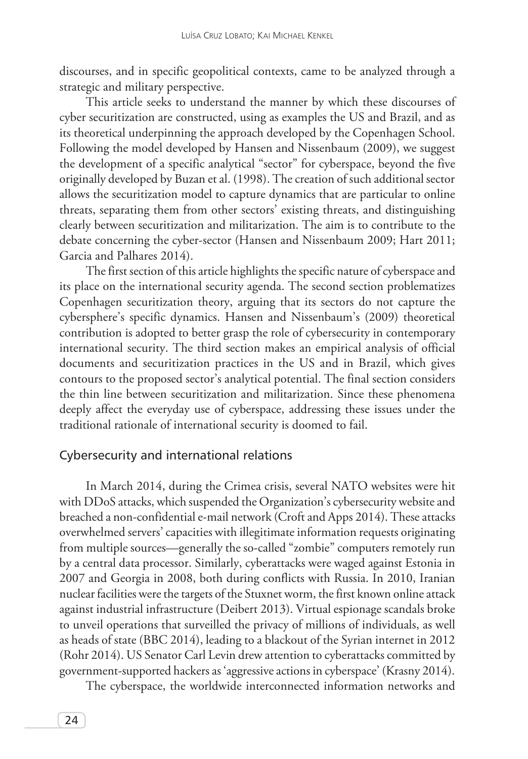discourses, and in specific geopolitical contexts, came to be analyzed through a strategic and military perspective.

This article seeks to understand the manner by which these discourses of cyber securitization are constructed, using as examples the US and Brazil, and as its theoretical underpinning the approach developed by the Copenhagen School. Following the model developed by Hansen and Nissenbaum (2009), we suggest the development of a specific analytical "sector" for cyberspace, beyond the five originally developed by Buzan et al. (1998). The creation of such additional sector allows the securitization model to capture dynamics that are particular to online threats, separating them from other sectors' existing threats, and distinguishing clearly between securitization and militarization. The aim is to contribute to the debate concerning the cyber-sector (Hansen and Nissenbaum 2009; Hart 2011; Garcia and Palhares 2014).

The first section of this article highlights the specific nature of cyberspace and its place on the international security agenda. The second section problematizes Copenhagen securitization theory, arguing that its sectors do not capture the cybersphere's specific dynamics. Hansen and Nissenbaum's (2009) theoretical contribution is adopted to better grasp the role of cybersecurity in contemporary international security. The third section makes an empirical analysis of official documents and securitization practices in the US and in Brazil, which gives contours to the proposed sector's analytical potential. The final section considers the thin line between securitization and militarization. Since these phenomena deeply affect the everyday use of cyberspace, addressing these issues under the traditional rationale of international security is doomed to fail.

## Cybersecurity and international relations

In March 2014, during the Crimea crisis, several NATO websites were hit with DDoS attacks, which suspended the Organization's cybersecurity website and breached a non-confidential e-mail network (Croft and Apps 2014). These attacks overwhelmed servers' capacities with illegitimate information requests originating from multiple sources—generally the so-called "zombie" computers remotely run by a central data processor. Similarly, cyberattacks were waged against Estonia in 2007 and Georgia in 2008, both during conflicts with Russia. In 2010, Iranian nuclear facilities were the targets of the Stuxnet worm, the first known online attack against industrial infrastructure (Deibert 2013). Virtual espionage scandals broke to unveil operations that surveilled the privacy of millions of individuals, as well as heads of state (BBC 2014), leading to a blackout of the Syrian internet in 2012 (Rohr 2014). US Senator Carl Levin drew attention to cyberattacks committed by government-supported hackers as 'aggressive actions in cyberspace' (Krasny 2014).

The cyberspace, the worldwide interconnected information networks and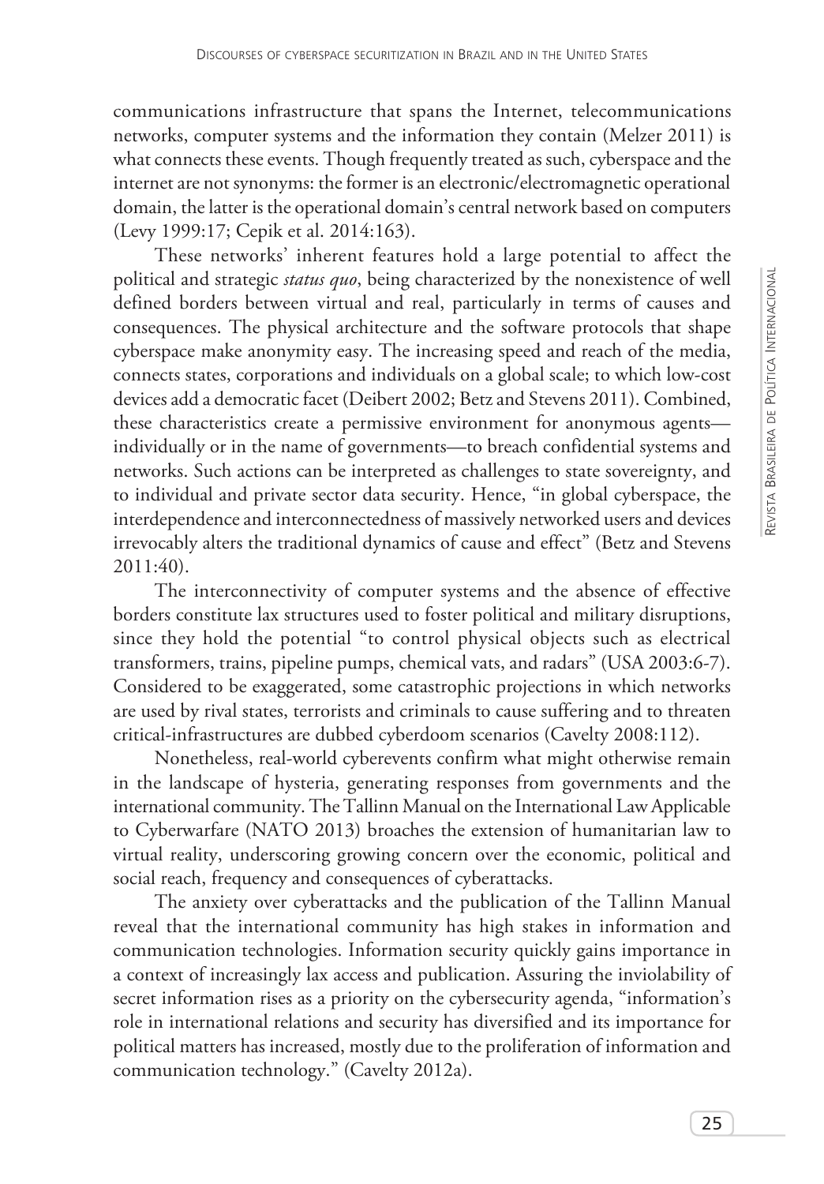communications infrastructure that spans the Internet, telecommunications networks, computer systems and the information they contain (Melzer 2011) is what connects these events. Though frequently treated as such, cyberspace and the internet are not synonyms: the former is an electronic/electromagnetic operational domain, the latter is the operational domain's central network based on computers (Levy 1999:17; Cepik et al. 2014:163).

These networks' inherent features hold a large potential to affect the political and strategic *status quo*, being characterized by the nonexistence of well defined borders between virtual and real, particularly in terms of causes and consequences. The physical architecture and the software protocols that shape cyberspace make anonymity easy. The increasing speed and reach of the media, connects states, corporations and individuals on a global scale; to which low-cost devices add a democratic facet (Deibert 2002; Betz and Stevens 2011). Combined, these characteristics create a permissive environment for anonymous agents—individually or in the name of governments—to breach confidential systems and networks. Such actions can be interpreted as challenges to state sovereignty, and to individual and private sector data security. Hence, "in global cyberspace, the interdependence and interconnectedness of massively networked users and devices irrevocably alters the traditional dynamics of cause and effect" (Betz and Stevens 2011:40).

The interconnectivity of computer systems and the absence of effective borders constitute lax structures used to foster political and military disruptions, since they hold the potential "to control physical objects such as electrical transformers, trains, pipeline pumps, chemical vats, and radars" (USA 2003:6-7). Considered to be exaggerated, some catastrophic projections in which networks are used by rival states, terrorists and criminals to cause suffering and to threaten critical-infrastructures are dubbed cyberdoom scenarios (Cavelty 2008:112).

Nonetheless, real-world cyberevents confirm what might otherwise remain in the landscape of hysteria, generating responses from governments and the international community. The Tallinn Manual on the International Law Applicable to Cyberwarfare (NATO 2013) broaches the extension of humanitarian law to virtual reality, underscoring growing concern over the economic, political and social reach, frequency and consequences of cyberattacks.

The anxiety over cyberattacks and the publication of the Tallinn Manual reveal that the international community has high stakes in information and communication technologies. Information security quickly gains importance in a context of increasingly lax access and publication. Assuring the inviolability of secret information rises as a priority on the cybersecurity agenda, "information's role in international relations and security has diversified and its importance for political matters has increased, mostly due to the proliferation of information and communication technology." (Cavelty 2012a).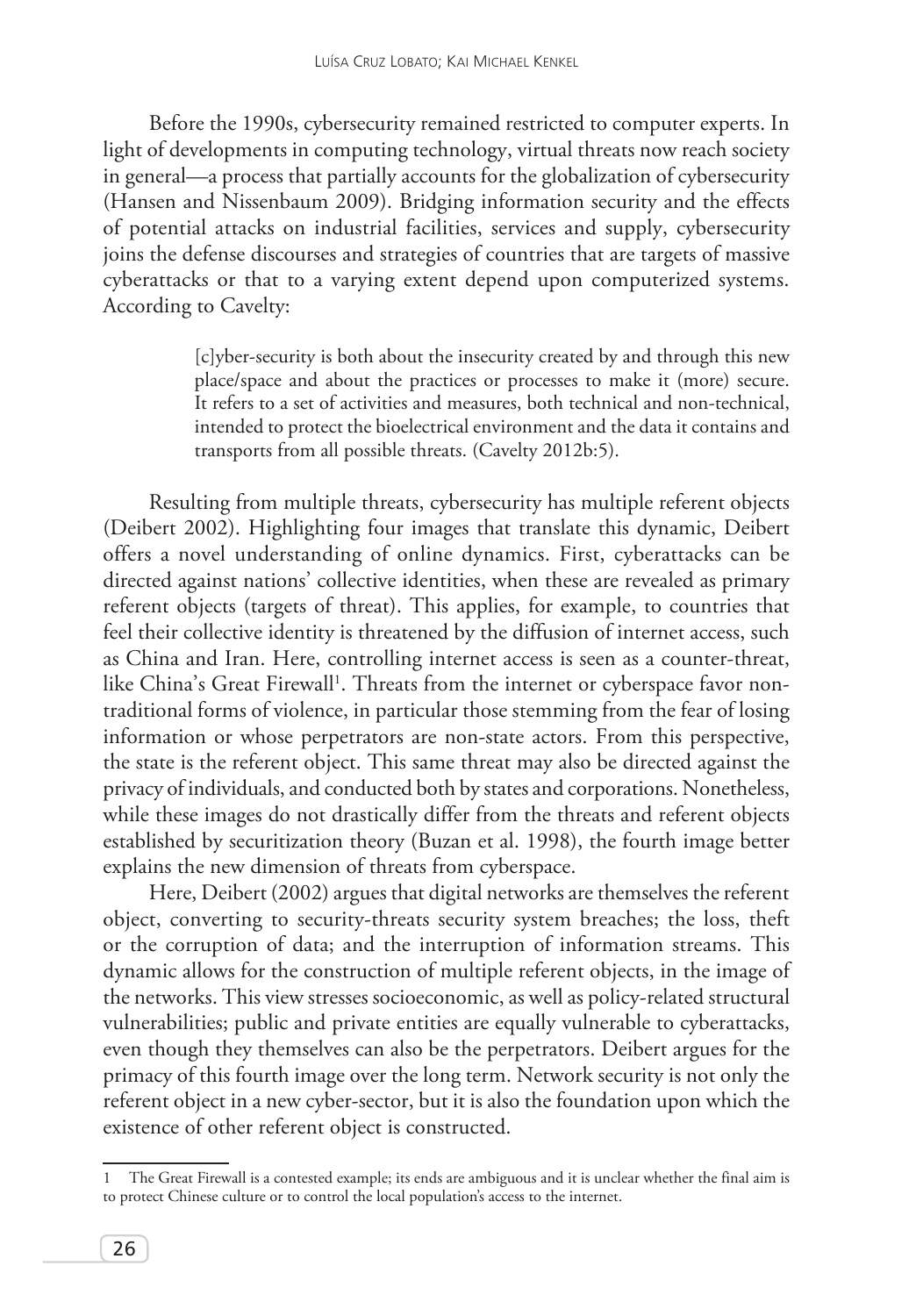Before the 1990s, cybersecurity remained restricted to computer experts. In light of developments in computing technology, virtual threats now reach society in general—a process that partially accounts for the globalization of cybersecurity (Hansen and Nissenbaum 2009). Bridging information security and the effects of potential attacks on industrial facilities, services and supply, cybersecurity joins the defense discourses and strategies of countries that are targets of massive cyberattacks or that to a varying extent depend upon computerized systems. According to Cavelty:

> [c]yber-security is both about the insecurity created by and through this new place/space and about the practices or processes to make it (more) secure. It refers to a set of activities and measures, both technical and non-technical, intended to protect the bioelectrical environment and the data it contains and transports from all possible threats. (Cavelty 2012b:5).

Resulting from multiple threats, cybersecurity has multiple referent objects (Deibert 2002). Highlighting four images that translate this dynamic, Deibert offers a novel understanding of online dynamics. First, cyberattacks can be directed against nations' collective identities, when these are revealed as primary referent objects (targets of threat). This applies, for example, to countries that feel their collective identity is threatened by the diffusion of internet access, such as China and Iran. Here, controlling internet access is seen as a counter-threat, like China's Great Firewall[1]. Threats from the internet or cyberspace favor non-traditional forms of violence, in particular those stemming from the fear of losing information or whose perpetrators are non-state actors. From this perspective, the state is the referent object. This same threat may also be directed against the privacy of individuals, and conducted both by states and corporations. Nonetheless, while these images do not drastically differ from the threats and referent objects established by securitization theory (Buzan et al. 1998), the fourth image better explains the new dimension of threats from cyberspace.

Here, Deibert (2002) argues that digital networks are themselves the referent object, converting to security-threats security system breaches; the loss, theft or the corruption of data; and the interruption of information streams. This dynamic allows for the construction of multiple referent objects, in the image of the networks. This view stresses socioeconomic, as well as policy-related structural vulnerabilities; public and private entities are equally vulnerable to cyberattacks, even though they themselves can also be the perpetrators. Deibert argues for the primacy of this fourth image over the long term. Network security is not only the referent object in a new cyber-sector, but it is also the foundation upon which the existence of other referent object is constructed.

---

1 The Great Firewall is a contested example; its ends are ambiguous and it is unclear whether the final aim is to protect Chinese culture or to control the local population's access to the internet.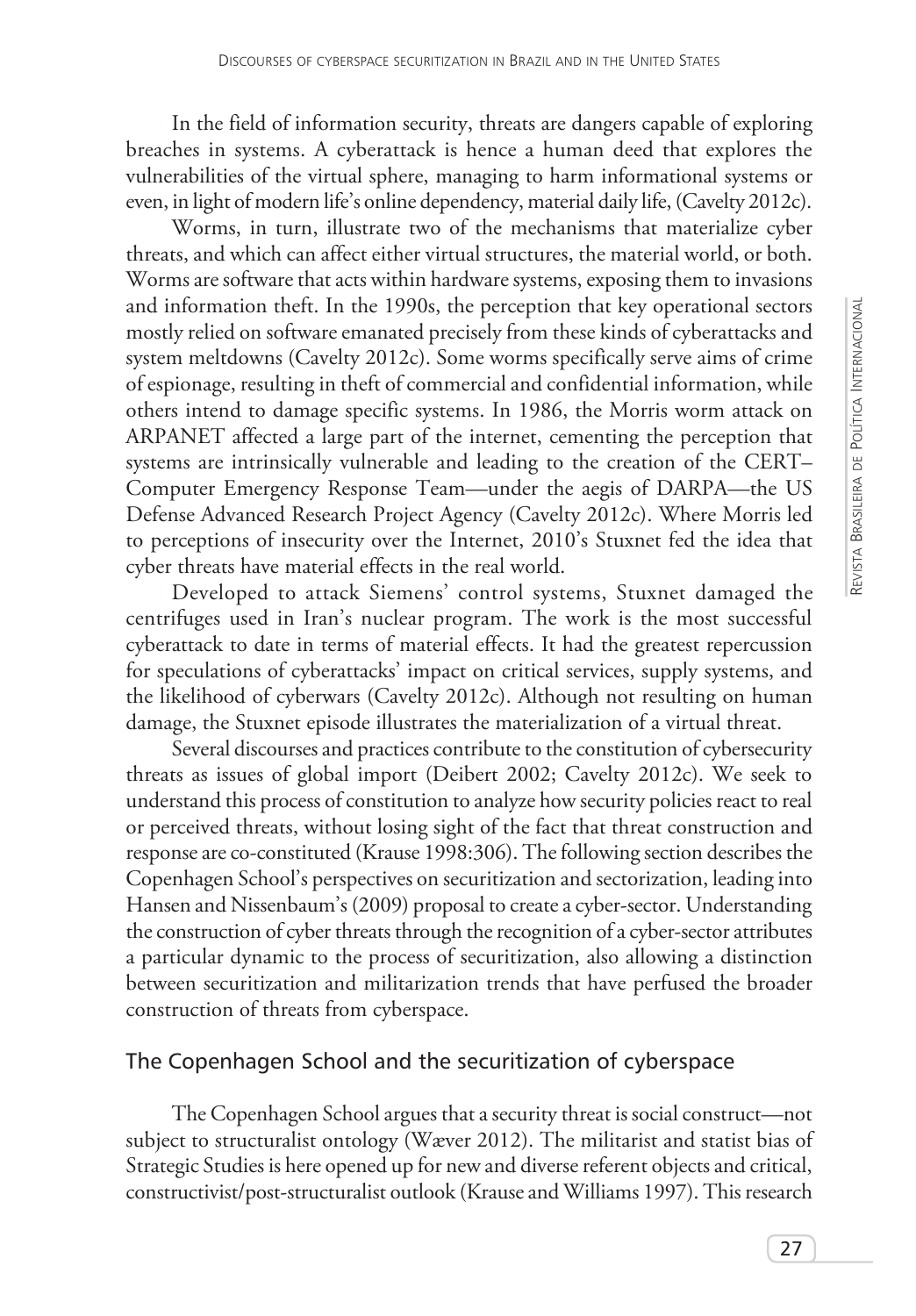In the field of information security, threats are dangers capable of exploring breaches in systems. A cyberattack is hence a human deed that explores the vulnerabilities of the virtual sphere, managing to harm informational systems or even, in light of modern life's online dependency, material daily life, (Cavelty 2012c).

Worms, in turn, illustrate two of the mechanisms that materialize cyber threats, and which can affect either virtual structures, the material world, or both. Worms are software that acts within hardware systems, exposing them to invasions and information theft. In the 1990s, the perception that key operational sectors mostly relied on software emanated precisely from these kinds of cyberattacks and system meltdowns (Cavelty 2012c). Some worms specifically serve aims of crime of espionage, resulting in theft of commercial and confidential information, while others intend to damage specific systems. In 1986, the Morris worm attack on ARPANET affected a large part of the internet, cementing the perception that systems are intrinsically vulnerable and leading to the creation of the CERT–Computer Emergency Response Team—under the aegis of DARPA—the US Defense Advanced Research Project Agency (Cavelty 2012c). Where Morris led to perceptions of insecurity over the Internet, 2010's Stuxnet fed the idea that cyber threats have material effects in the real world.

Developed to attack Siemens' control systems, Stuxnet damaged the centrifuges used in Iran's nuclear program. The work is the most successful cyberattack to date in terms of material effects. It had the greatest repercussion for speculations of cyberattacks' impact on critical services, supply systems, and the likelihood of cyberwars (Cavelty 2012c). Although not resulting on human damage, the Stuxnet episode illustrates the materialization of a virtual threat.

Several discourses and practices contribute to the constitution of cybersecurity threats as issues of global import (Deibert 2002; Cavelty 2012c). We seek to understand this process of constitution to analyze how security policies react to real or perceived threats, without losing sight of the fact that threat construction and response are co-constituted (Krause 1998:306). The following section describes the Copenhagen School's perspectives on securitization and sectorization, leading into Hansen and Nissenbaum's (2009) proposal to create a cyber-sector. Understanding the construction of cyber threats through the recognition of a cyber-sector attributes a particular dynamic to the process of securitization, also allowing a distinction between securitization and militarization trends that have perfused the broader construction of threats from cyberspace.

## The Copenhagen School and the securitization of cyberspace

The Copenhagen School argues that a security threat is social construct—not subject to structuralist ontology (Wæver 2012). The militarist and statist bias of Strategic Studies is here opened up for new and diverse referent objects and critical, constructivist/post-structuralist outlook (Krause and Williams 1997). This research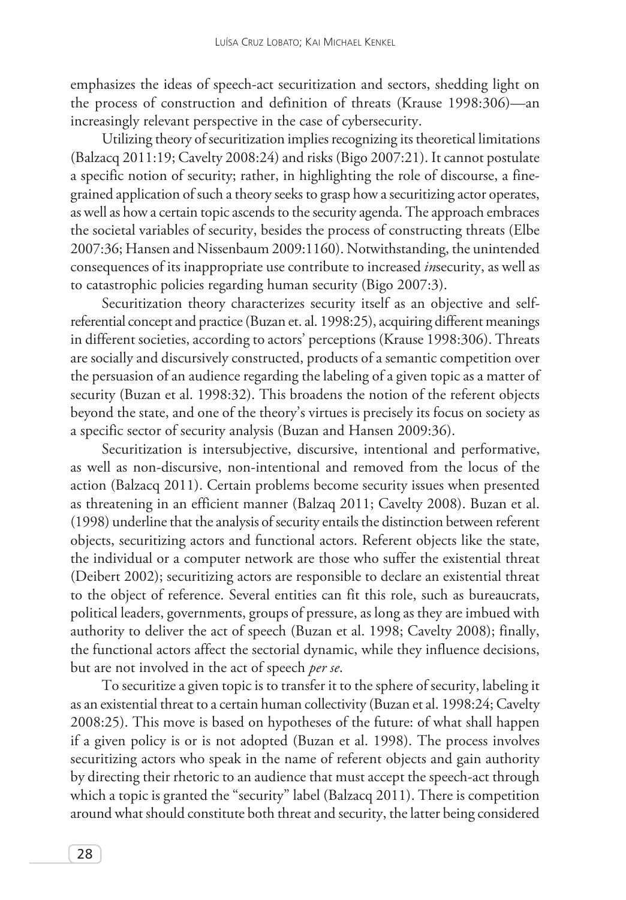emphasizes the ideas of speech-act securitization and sectors, shedding light on the process of construction and definition of threats (Krause 1998:306)—an increasingly relevant perspective in the case of cybersecurity.

Utilizing theory of securitization implies recognizing its theoretical limitations (Balzacq 2011:19; Cavelty 2008:24) and risks (Bigo 2007:21). It cannot postulate a specific notion of security; rather, in highlighting the role of discourse, a fine-grained application of such a theory seeks to grasp how a securitizing actor operates, as well as how a certain topic ascends to the security agenda. The approach embraces the societal variables of security, besides the process of constructing threats (Elbe 2007:36; Hansen and Nissenbaum 2009:1160). Notwithstanding, the unintended consequences of its inappropriate use contribute to increased *in*security, as well as to catastrophic policies regarding human security (Bigo 2007:3).

Securitization theory characterizes security itself as an objective and self-referential concept and practice (Buzan et. al. 1998:25), acquiring different meanings in different societies, according to actors' perceptions (Krause 1998:306). Threats are socially and discursively constructed, products of a semantic competition over the persuasion of an audience regarding the labeling of a given topic as a matter of security (Buzan et al. 1998:32). This broadens the notion of the referent objects beyond the state, and one of the theory's virtues is precisely its focus on society as a specific sector of security analysis (Buzan and Hansen 2009:36).

Securitization is intersubjective, discursive, intentional and performative, as well as non-discursive, non-intentional and removed from the locus of the action (Balzacq 2011). Certain problems become security issues when presented as threatening in an efficient manner (Balzaq 2011; Cavelty 2008). Buzan et al. (1998) underline that the analysis of security entails the distinction between referent objects, securitizing actors and functional actors. Referent objects like the state, the individual or a computer network are those who suffer the existential threat (Deibert 2002); securitizing actors are responsible to declare an existential threat to the object of reference. Several entities can fit this role, such as bureaucrats, political leaders, governments, groups of pressure, as long as they are imbued with authority to deliver the act of speech (Buzan et al. 1998; Cavelty 2008); finally, the functional actors affect the sectorial dynamic, while they influence decisions, but are not involved in the act of speech *per se*.

To securitize a given topic is to transfer it to the sphere of security, labeling it as an existential threat to a certain human collectivity (Buzan et al. 1998:24; Cavelty 2008:25). This move is based on hypotheses of the future: of what shall happen if a given policy is or is not adopted (Buzan et al. 1998). The process involves securitizing actors who speak in the name of referent objects and gain authority by directing their rhetoric to an audience that must accept the speech-act through which a topic is granted the "security" label (Balzacq 2011). There is competition around what should constitute both threat and security, the latter being considered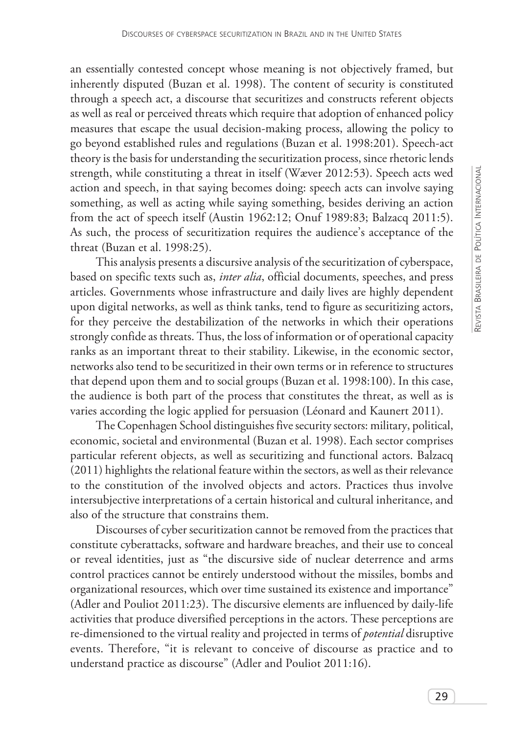an essentially contested concept whose meaning is not objectively framed, but inherently disputed (Buzan et al. 1998). The content of security is constituted through a speech act, a discourse that securitizes and constructs referent objects as well as real or perceived threats which require that adoption of enhanced policy measures that escape the usual decision-making process, allowing the policy to go beyond established rules and regulations (Buzan et al. 1998:201). Speech-act theory is the basis for understanding the securitization process, since rhetoric lends strength, while constituting a threat in itself (Wæver 2012:53). Speech acts wed action and speech, in that saying becomes doing: speech acts can involve saying something, as well as acting while saying something, besides deriving an action from the act of speech itself (Austin 1962:12; Onuf 1989:83; Balzacq 2011:5). As such, the process of securitization requires the audience's acceptance of the threat (Buzan et al. 1998:25).

This analysis presents a discursive analysis of the securitization of cyberspace, based on specific texts such as, *inter alia*, official documents, speeches, and press articles. Governments whose infrastructure and daily lives are highly dependent upon digital networks, as well as think tanks, tend to figure as securitizing actors, for they perceive the destabilization of the networks in which their operations strongly confide as threats. Thus, the loss of information or of operational capacity ranks as an important threat to their stability. Likewise, in the economic sector, networks also tend to be securitized in their own terms or in reference to structures that depend upon them and to social groups (Buzan et al. 1998:100). In this case, the audience is both part of the process that constitutes the threat, as well as is varies according the logic applied for persuasion (Léonard and Kaunert 2011).

The Copenhagen School distinguishes five security sectors: military, political, economic, societal and environmental (Buzan et al. 1998). Each sector comprises particular referent objects, as well as securitizing and functional actors. Balzacq (2011) highlights the relational feature within the sectors, as well as their relevance to the constitution of the involved objects and actors. Practices thus involve intersubjective interpretations of a certain historical and cultural inheritance, and also of the structure that constrains them.

Discourses of cyber securitization cannot be removed from the practices that constitute cyberattacks, software and hardware breaches, and their use to conceal or reveal identities, just as "the discursive side of nuclear deterrence and arms control practices cannot be entirely understood without the missiles, bombs and organizational resources, which over time sustained its existence and importance" (Adler and Pouliot 2011:23). The discursive elements are influenced by daily-life activities that produce diversified perceptions in the actors. These perceptions are re-dimensioned to the virtual reality and projected in terms of *potential* disruptive events. Therefore, "it is relevant to conceive of discourse as practice and to understand practice as discourse" (Adler and Pouliot 2011:16).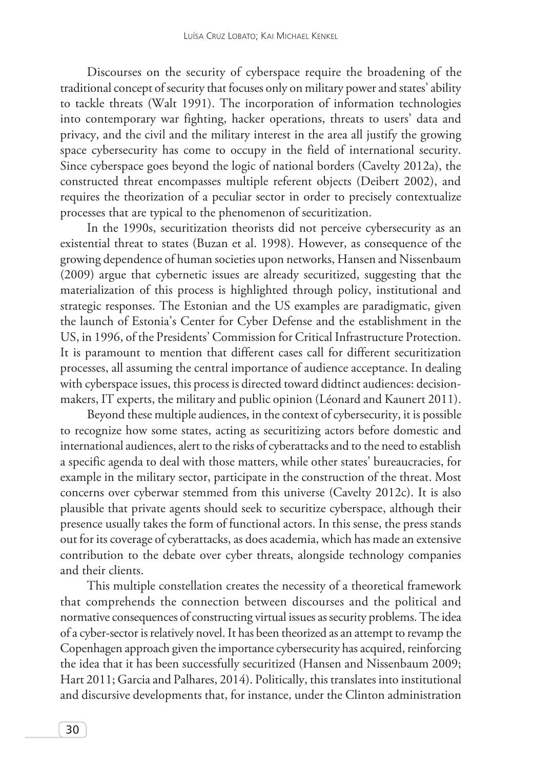Discourses on the security of cyberspace require the broadening of the traditional concept of security that focuses only on military power and states' ability to tackle threats (Walt 1991). The incorporation of information technologies into contemporary war fighting, hacker operations, threats to users' data and privacy, and the civil and the military interest in the area all justify the growing space cybersecurity has come to occupy in the field of international security. Since cyberspace goes beyond the logic of national borders (Cavelty 2012a), the constructed threat encompasses multiple referent objects (Deibert 2002), and requires the theorization of a peculiar sector in order to precisely contextualize processes that are typical to the phenomenon of securitization.

In the 1990s, securitization theorists did not perceive cybersecurity as an existential threat to states (Buzan et al. 1998). However, as consequence of the growing dependence of human societies upon networks, Hansen and Nissenbaum (2009) argue that cybernetic issues are already securitized, suggesting that the materialization of this process is highlighted through policy, institutional and strategic responses. The Estonian and the US examples are paradigmatic, given the launch of Estonia's Center for Cyber Defense and the establishment in the US, in 1996, of the Presidents' Commission for Critical Infrastructure Protection. It is paramount to mention that different cases call for different securitization processes, all assuming the central importance of audience acceptance. In dealing with cyberspace issues, this process is directed toward didtinct audiences: decision-makers, IT experts, the military and public opinion (Léonard and Kaunert 2011).

Beyond these multiple audiences, in the context of cybersecurity, it is possible to recognize how some states, acting as securitizing actors before domestic and international audiences, alert to the risks of cyberattacks and to the need to establish a specific agenda to deal with those matters, while other states' bureaucracies, for example in the military sector, participate in the construction of the threat. Most concerns over cyberwar stemmed from this universe (Cavelty 2012c). It is also plausible that private agents should seek to securitize cyberspace, although their presence usually takes the form of functional actors. In this sense, the press stands out for its coverage of cyberattacks, as does academia, which has made an extensive contribution to the debate over cyber threats, alongside technology companies and their clients.

This multiple constellation creates the necessity of a theoretical framework that comprehends the connection between discourses and the political and normative consequences of constructing virtual issues as security problems. The idea of a cyber-sector is relatively novel. It has been theorized as an attempt to revamp the Copenhagen approach given the importance cybersecurity has acquired, reinforcing the idea that it has been successfully securitized (Hansen and Nissenbaum 2009; Hart 2011; Garcia and Palhares, 2014). Politically, this translates into institutional and discursive developments that, for instance, under the Clinton administration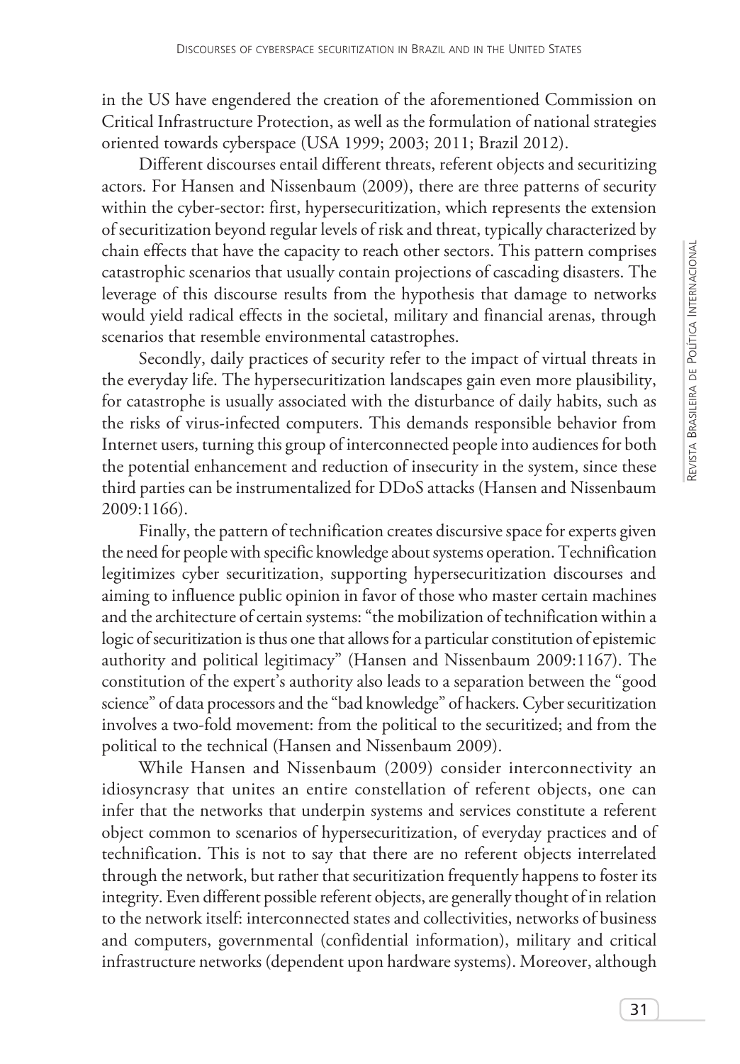in the US have engendered the creation of the aforementioned Commission on Critical Infrastructure Protection, as well as the formulation of national strategies oriented towards cyberspace (USA 1999; 2003; 2011; Brazil 2012).

Different discourses entail different threats, referent objects and securitizing actors. For Hansen and Nissenbaum (2009), there are three patterns of security within the cyber-sector: first, hypersecuritization, which represents the extension of securitization beyond regular levels of risk and threat, typically characterized by chain effects that have the capacity to reach other sectors. This pattern comprises catastrophic scenarios that usually contain projections of cascading disasters. The leverage of this discourse results from the hypothesis that damage to networks would yield radical effects in the societal, military and financial arenas, through scenarios that resemble environmental catastrophes.

Secondly, daily practices of security refer to the impact of virtual threats in the everyday life. The hypersecuritization landscapes gain even more plausibility, for catastrophe is usually associated with the disturbance of daily habits, such as the risks of virus-infected computers. This demands responsible behavior from Internet users, turning this group of interconnected people into audiences for both the potential enhancement and reduction of insecurity in the system, since these third parties can be instrumentalized for DDoS attacks (Hansen and Nissenbaum 2009:1166).

Finally, the pattern of technification creates discursive space for experts given the need for people with specific knowledge about systems operation. Technification legitimizes cyber securitization, supporting hypersecuritization discourses and aiming to influence public opinion in favor of those who master certain machines and the architecture of certain systems: "the mobilization of technification within a logic of securitization is thus one that allows for a particular constitution of epistemic authority and political legitimacy" (Hansen and Nissenbaum 2009:1167). The constitution of the expert's authority also leads to a separation between the "good science" of data processors and the "bad knowledge" of hackers. Cyber securitization involves a two-fold movement: from the political to the securitized; and from the political to the technical (Hansen and Nissenbaum 2009).

While Hansen and Nissenbaum (2009) consider interconnectivity an idiosyncrasy that unites an entire constellation of referent objects, one can infer that the networks that underpin systems and services constitute a referent object common to scenarios of hypersecuritization, of everyday practices and of technification. This is not to say that there are no referent objects interrelated through the network, but rather that securitization frequently happens to foster its integrity. Even different possible referent objects, are generally thought of in relation to the network itself: interconnected states and collectivities, networks of business and computers, governmental (confidential information), military and critical infrastructure networks (dependent upon hardware systems). Moreover, although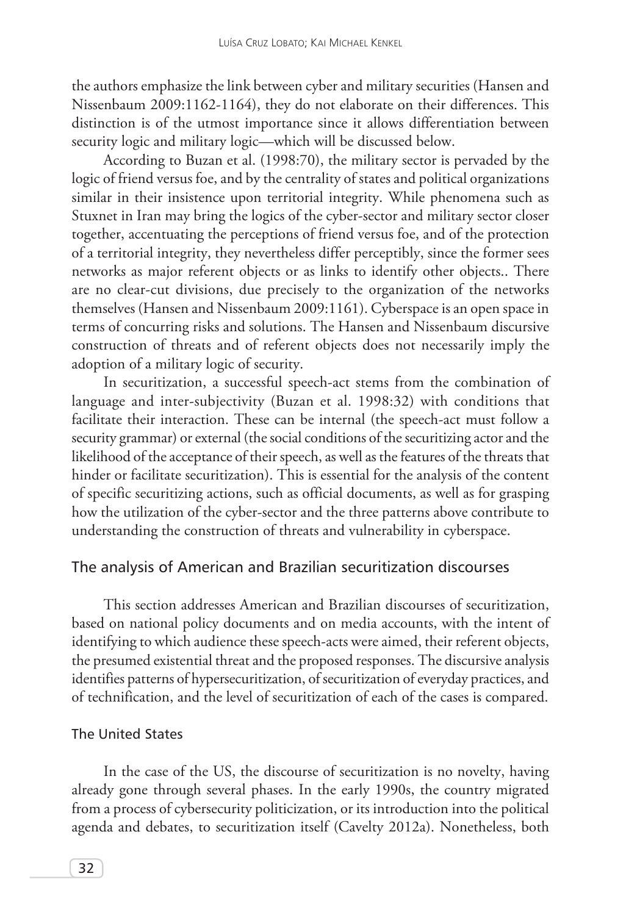the authors emphasize the link between cyber and military securities (Hansen and Nissenbaum 2009:1162-1164), they do not elaborate on their differences. This distinction is of the utmost importance since it allows differentiation between security logic and military logic—which will be discussed below.

According to Buzan et al. (1998:70), the military sector is pervaded by the logic of friend versus foe, and by the centrality of states and political organizations similar in their insistence upon territorial integrity. While phenomena such as Stuxnet in Iran may bring the logics of the cyber-sector and military sector closer together, accentuating the perceptions of friend versus foe, and of the protection of a territorial integrity, they nevertheless differ perceptibly, since the former sees networks as major referent objects or as links to identify other objects.. There are no clear-cut divisions, due precisely to the organization of the networks themselves (Hansen and Nissenbaum 2009:1161). Cyberspace is an open space in terms of concurring risks and solutions. The Hansen and Nissenbaum discursive construction of threats and of referent objects does not necessarily imply the adoption of a military logic of security.

In securitization, a successful speech-act stems from the combination of language and inter-subjectivity (Buzan et al. 1998:32) with conditions that facilitate their interaction. These can be internal (the speech-act must follow a security grammar) or external (the social conditions of the securitizing actor and the likelihood of the acceptance of their speech, as well as the features of the threats that hinder or facilitate securitization). This is essential for the analysis of the content of specific securitizing actions, such as official documents, as well as for grasping how the utilization of the cyber-sector and the three patterns above contribute to understanding the construction of threats and vulnerability in cyberspace.

## The analysis of American and Brazilian securitization discourses

This section addresses American and Brazilian discourses of securitization, based on national policy documents and on media accounts, with the intent of identifying to which audience these speech-acts were aimed, their referent objects, the presumed existential threat and the proposed responses. The discursive analysis identifies patterns of hypersecuritization, of securitization of everyday practices, and of technification, and the level of securitization of each of the cases is compared.

### The United States

In the case of the US, the discourse of securitization is no novelty, having already gone through several phases. In the early 1990s, the country migrated from a process of cybersecurity politicization, or its introduction into the political agenda and debates, to securitization itself (Cavelty 2012a). Nonetheless, both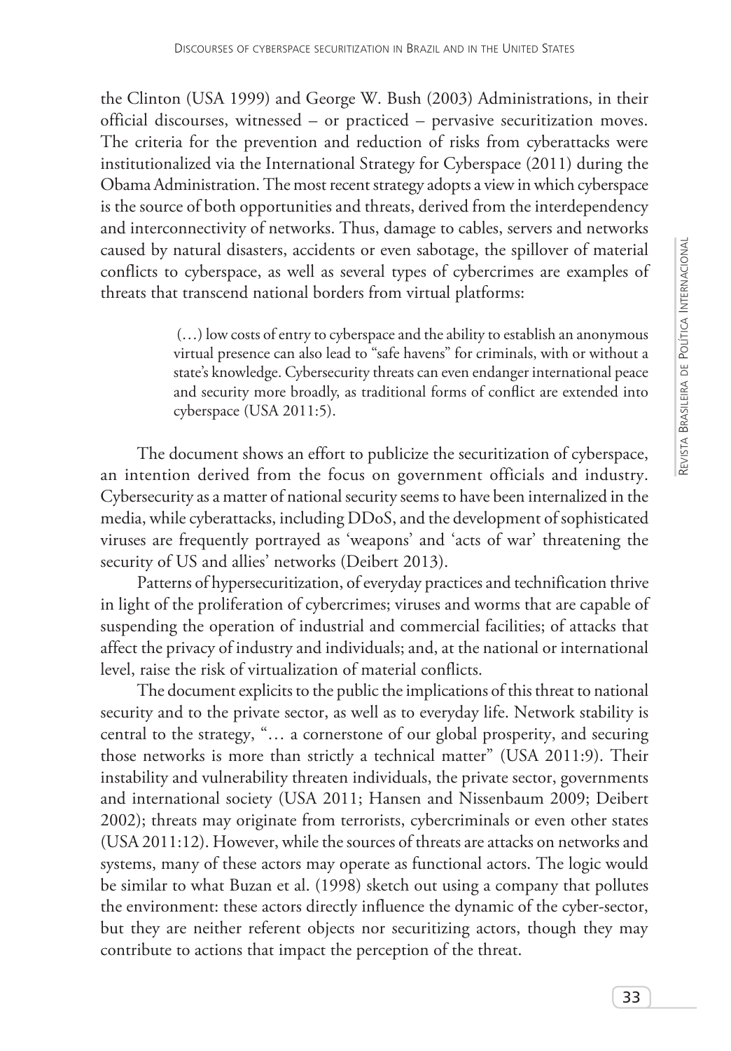the Clinton (USA 1999) and George W. Bush (2003) Administrations, in their official discourses, witnessed – or practiced – pervasive securitization moves. The criteria for the prevention and reduction of risks from cyberattacks were institutionalized via the International Strategy for Cyberspace (2011) during the Obama Administration. The most recent strategy adopts a view in which cyberspace is the source of both opportunities and threats, derived from the interdependency and interconnectivity of networks. Thus, damage to cables, servers and networks caused by natural disasters, accidents or even sabotage, the spillover of material conflicts to cyberspace, as well as several types of cybercrimes are examples of threats that transcend national borders from virtual platforms:

> (…) low costs of entry to cyberspace and the ability to establish an anonymous virtual presence can also lead to "safe havens" for criminals, with or without a state's knowledge. Cybersecurity threats can even endanger international peace and security more broadly, as traditional forms of conflict are extended into cyberspace (USA 2011:5).

The document shows an effort to publicize the securitization of cyberspace, an intention derived from the focus on government officials and industry. Cybersecurity as a matter of national security seems to have been internalized in the media, while cyberattacks, including DDoS, and the development of sophisticated viruses are frequently portrayed as 'weapons' and 'acts of war' threatening the security of US and allies' networks (Deibert 2013).

Patterns of hypersecuritization, of everyday practices and technification thrive in light of the proliferation of cybercrimes; viruses and worms that are capable of suspending the operation of industrial and commercial facilities; of attacks that affect the privacy of industry and individuals; and, at the national or international level, raise the risk of virtualization of material conflicts.

The document explicits to the public the implications of this threat to national security and to the private sector, as well as to everyday life. Network stability is central to the strategy, "… a cornerstone of our global prosperity, and securing those networks is more than strictly a technical matter" (USA 2011:9). Their instability and vulnerability threaten individuals, the private sector, governments and international society (USA 2011; Hansen and Nissenbaum 2009; Deibert 2002); threats may originate from terrorists, cybercriminals or even other states (USA 2011:12). However, while the sources of threats are attacks on networks and systems, many of these actors may operate as functional actors. The logic would be similar to what Buzan et al. (1998) sketch out using a company that pollutes the environment: these actors directly influence the dynamic of the cyber-sector, but they are neither referent objects nor securitizing actors, though they may contribute to actions that impact the perception of the threat.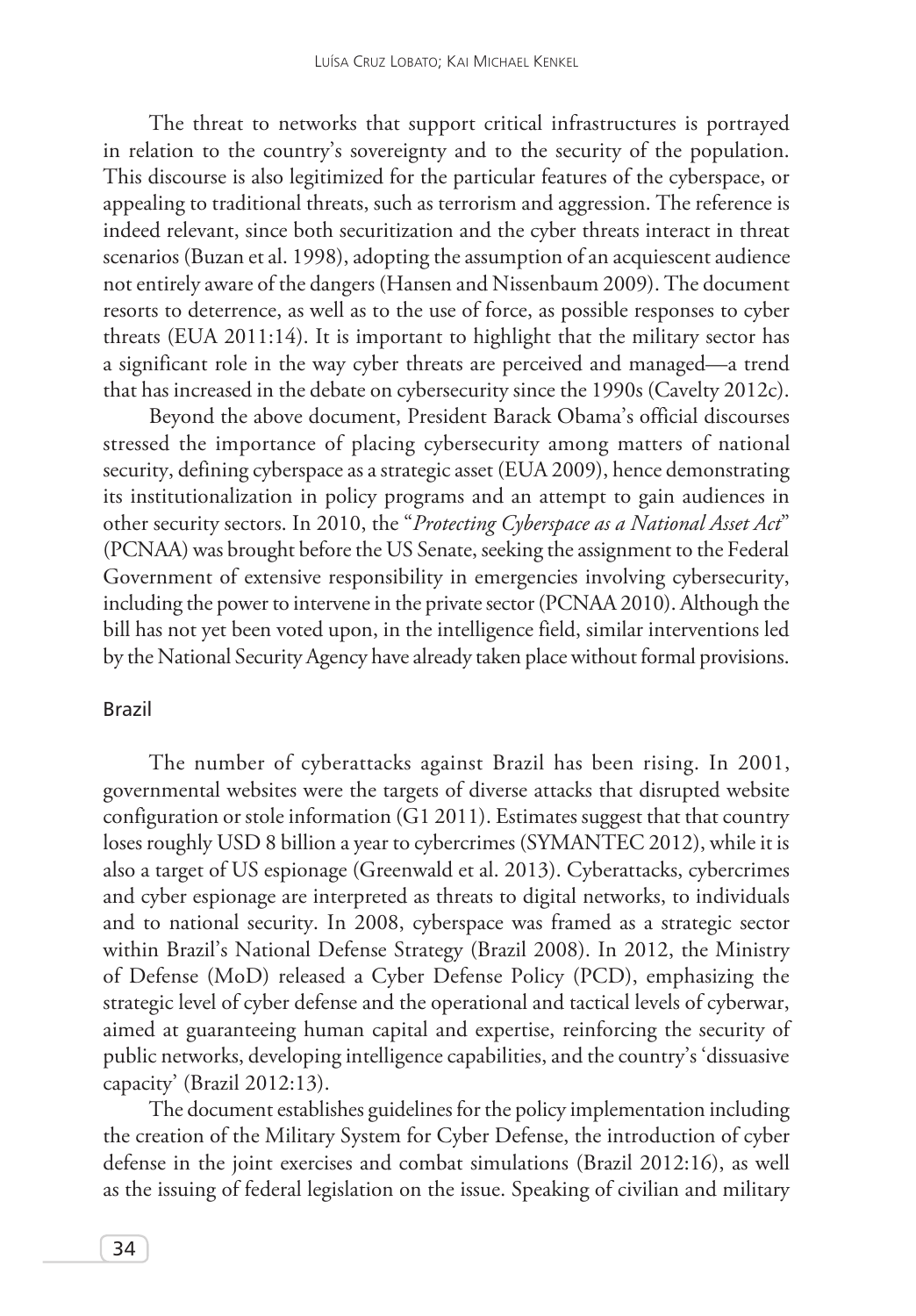The threat to networks that support critical infrastructures is portrayed in relation to the country's sovereignty and to the security of the population. This discourse is also legitimized for the particular features of the cyberspace, or appealing to traditional threats, such as terrorism and aggression. The reference is indeed relevant, since both securitization and the cyber threats interact in threat scenarios (Buzan et al. 1998), adopting the assumption of an acquiescent audience not entirely aware of the dangers (Hansen and Nissenbaum 2009). The document resorts to deterrence, as well as to the use of force, as possible responses to cyber threats (EUA 2011:14). It is important to highlight that the military sector has a significant role in the way cyber threats are perceived and managed—a trend that has increased in the debate on cybersecurity since the 1990s (Cavelty 2012c).

Beyond the above document, President Barack Obama's official discourses stressed the importance of placing cybersecurity among matters of national security, defining cyberspace as a strategic asset (EUA 2009), hence demonstrating its institutionalization in policy programs and an attempt to gain audiences in other security sectors. In 2010, the "*Protecting Cyberspace as a National Asset Act*" (PCNAA) was brought before the US Senate, seeking the assignment to the Federal Government of extensive responsibility in emergencies involving cybersecurity, including the power to intervene in the private sector (PCNAA 2010). Although the bill has not yet been voted upon, in the intelligence field, similar interventions led by the National Security Agency have already taken place without formal provisions.

## Brazil

The number of cyberattacks against Brazil has been rising. In 2001, governmental websites were the targets of diverse attacks that disrupted website configuration or stole information (G1 2011). Estimates suggest that that country loses roughly USD 8 billion a year to cybercrimes (SYMANTEC 2012), while it is also a target of US espionage (Greenwald et al. 2013). Cyberattacks, cybercrimes and cyber espionage are interpreted as threats to digital networks, to individuals and to national security. In 2008, cyberspace was framed as a strategic sector within Brazil's National Defense Strategy (Brazil 2008). In 2012, the Ministry of Defense (MoD) released a Cyber Defense Policy (PCD), emphasizing the strategic level of cyber defense and the operational and tactical levels of cyberwar, aimed at guaranteeing human capital and expertise, reinforcing the security of public networks, developing intelligence capabilities, and the country's 'dissuasive capacity' (Brazil 2012:13).

The document establishes guidelines for the policy implementation including the creation of the Military System for Cyber Defense, the introduction of cyber defense in the joint exercises and combat simulations (Brazil 2012:16), as well as the issuing of federal legislation on the issue. Speaking of civilian and military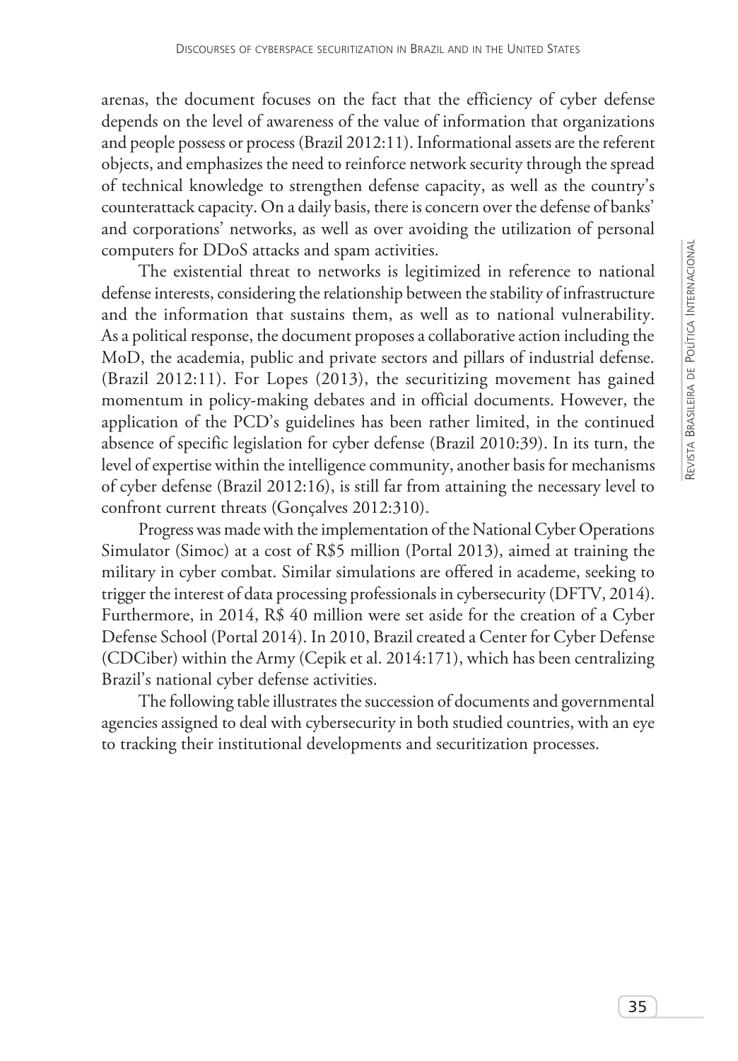arenas, the document focuses on the fact that the efficiency of cyber defense depends on the level of awareness of the value of information that organizations and people possess or process (Brazil 2012:11). Informational assets are the referent objects, and emphasizes the need to reinforce network security through the spread of technical knowledge to strengthen defense capacity, as well as the country's counterattack capacity. On a daily basis, there is concern over the defense of banks' and corporations' networks, as well as over avoiding the utilization of personal computers for DDoS attacks and spam activities.

The existential threat to networks is legitimized in reference to national defense interests, considering the relationship between the stability of infrastructure and the information that sustains them, as well as to national vulnerability. As a political response, the document proposes a collaborative action including the MoD, the academia, public and private sectors and pillars of industrial defense. (Brazil 2012:11). For Lopes (2013), the securitizing movement has gained momentum in policy-making debates and in official documents. However, the application of the PCD's guidelines has been rather limited, in the continued absence of specific legislation for cyber defense (Brazil 2010:39). In its turn, the level of expertise within the intelligence community, another basis for mechanisms of cyber defense (Brazil 2012:16), is still far from attaining the necessary level to confront current threats (Gonçalves 2012:310).

Progress was made with the implementation of the National Cyber Operations Simulator (Simoc) at a cost of R$5 million (Portal 2013), aimed at training the military in cyber combat. Similar simulations are offered in academe, seeking to trigger the interest of data processing professionals in cybersecurity (DFTV, 2014). Furthermore, in 2014, R$ 40 million were set aside for the creation of a Cyber Defense School (Portal 2014). In 2010, Brazil created a Center for Cyber Defense (CDCiber) within the Army (Cepik et al. 2014:171), which has been centralizing Brazil's national cyber defense activities.

The following table illustrates the succession of documents and governmental agencies assigned to deal with cybersecurity in both studied countries, with an eye to tracking their institutional developments and securitization processes.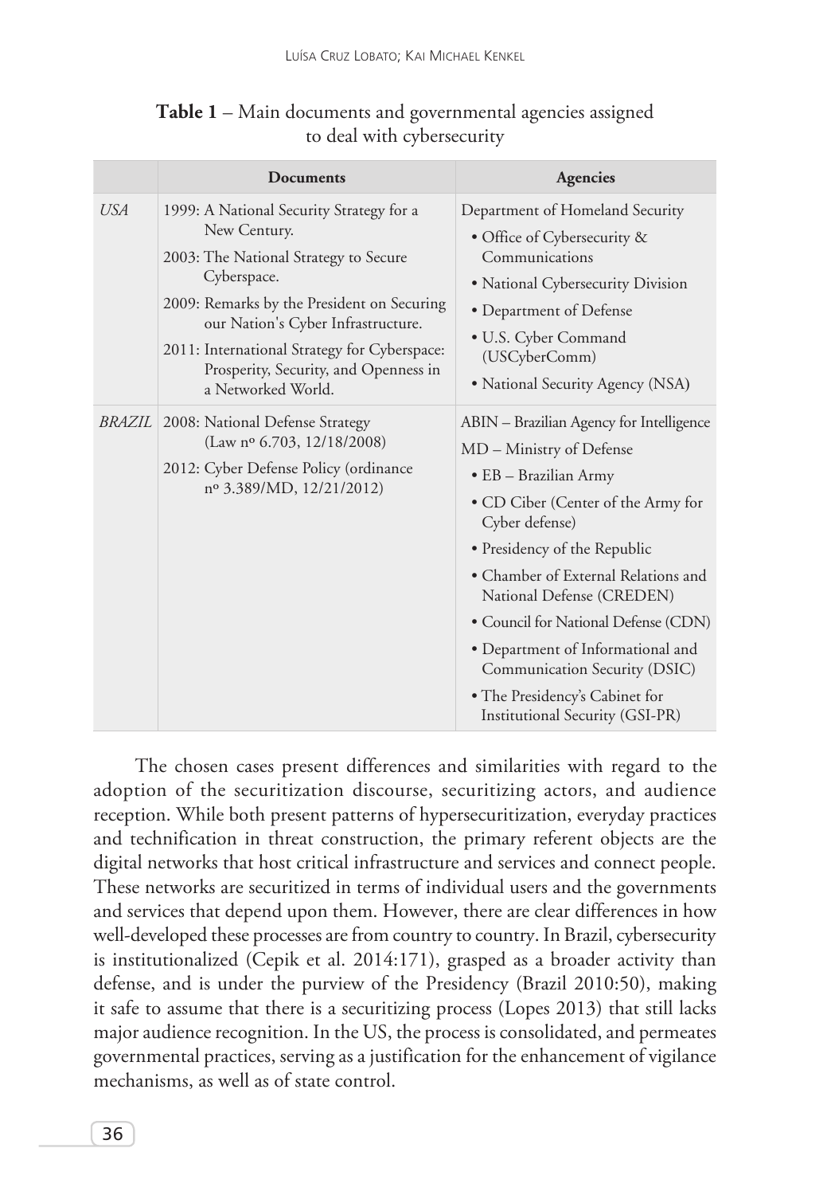**Table 1** – Main documents and governmental agencies assigned to deal with cybersecurity

| | Documents | Agencies |
|---|---|---|
| *USA* | 1999: A National Security Strategy for a New Century.<br>2003: The National Strategy to Secure Cyberspace.<br>2009: Remarks by the President on Securing our Nation's Cyber Infrastructure.<br>2011: International Strategy for Cyberspace: Prosperity, Security, and Openness in a Networked World. | Department of Homeland Security<br>• Office of Cybersecurity & Communications<br>• National Cybersecurity Division<br>• Department of Defense<br>• U.S. Cyber Command (USCyberComm)<br>• National Security Agency (NSA) |
| *BRAZIL* | 2008: National Defense Strategy (Law nº 6.703, 12/18/2008)<br>2012: Cyber Defense Policy (ordinance nº 3.389/MD, 12/21/2012) | ABIN – Brazilian Agency for Intelligence<br>MD – Ministry of Defense<br>• EB – Brazilian Army<br>• CD Ciber (Center of the Army for Cyber defense)<br>• Presidency of the Republic<br>• Chamber of External Relations and National Defense (CREDEN)<br>• Council for National Defense (CDN)<br>• Department of Informational and Communication Security (DSIC)<br>• The Presidency's Cabinet for Institutional Security (GSI-PR) |

The chosen cases present differences and similarities with regard to the adoption of the securitization discourse, securitizing actors, and audience reception. While both present patterns of hypersecuritization, everyday practices and technification in threat construction, the primary referent objects are the digital networks that host critical infrastructure and services and connect people. These networks are securitized in terms of individual users and the governments and services that depend upon them. However, there are clear differences in how well-developed these processes are from country to country. In Brazil, cybersecurity is institutionalized (Cepik et al. 2014:171), grasped as a broader activity than defense, and is under the purview of the Presidency (Brazil 2010:50), making it safe to assume that there is a securitizing process (Lopes 2013) that still lacks major audience recognition. In the US, the process is consolidated, and permeates governmental practices, serving as a justification for the enhancement of vigilance mechanisms, as well as of state control.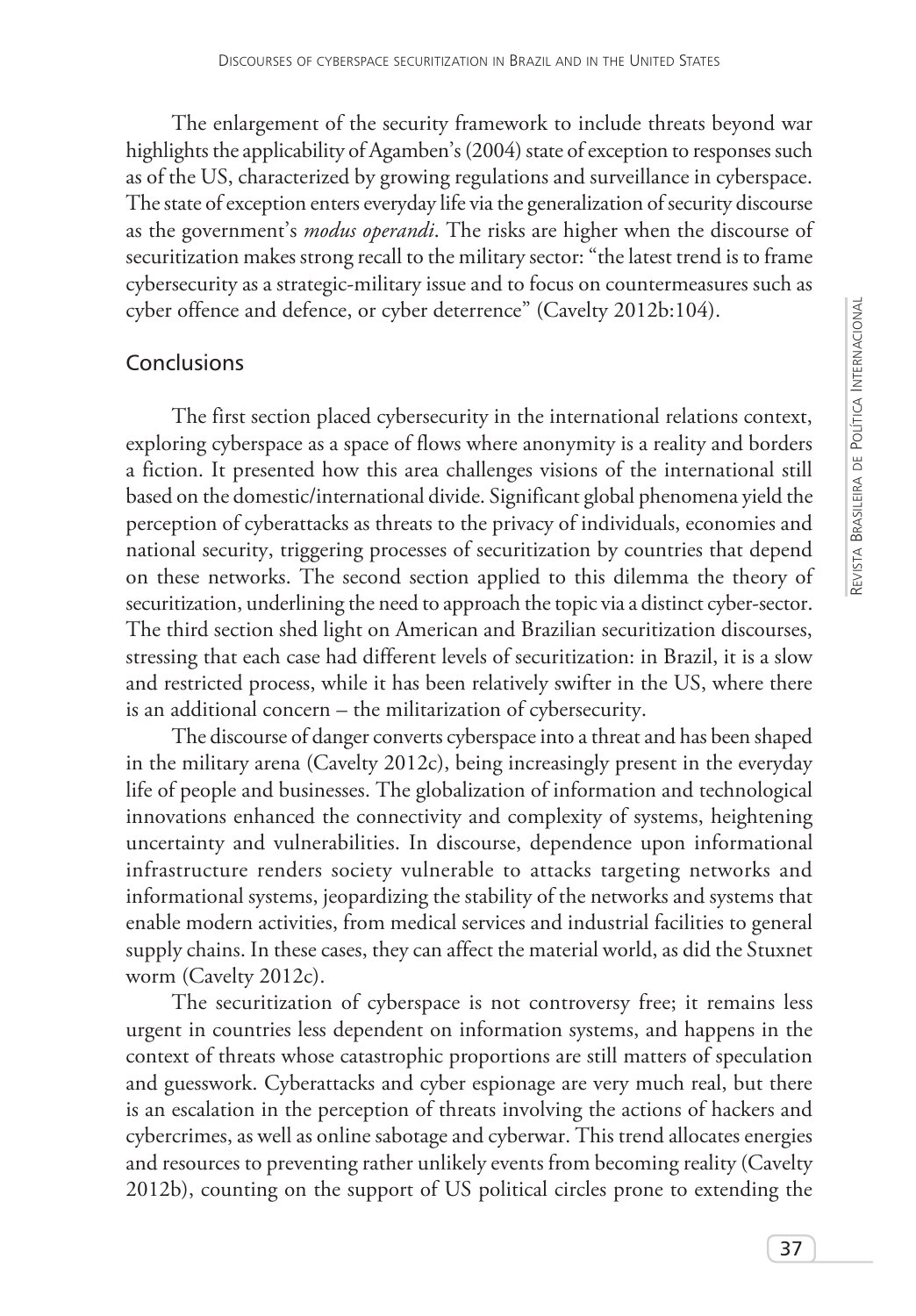The enlargement of the security framework to include threats beyond war highlights the applicability of Agamben's (2004) state of exception to responses such as of the US, characterized by growing regulations and surveillance in cyberspace. The state of exception enters everyday life via the generalization of security discourse as the government's *modus operandi*. The risks are higher when the discourse of securitization makes strong recall to the military sector: "the latest trend is to frame cybersecurity as a strategic-military issue and to focus on countermeasures such as cyber offence and defence, or cyber deterrence" (Cavelty 2012b:104).

## Conclusions

The first section placed cybersecurity in the international relations context, exploring cyberspace as a space of flows where anonymity is a reality and borders a fiction. It presented how this area challenges visions of the international still based on the domestic/international divide. Significant global phenomena yield the perception of cyberattacks as threats to the privacy of individuals, economies and national security, triggering processes of securitization by countries that depend on these networks. The second section applied to this dilemma the theory of securitization, underlining the need to approach the topic via a distinct cyber-sector. The third section shed light on American and Brazilian securitization discourses, stressing that each case had different levels of securitization: in Brazil, it is a slow and restricted process, while it has been relatively swifter in the US, where there is an additional concern – the militarization of cybersecurity.

The discourse of danger converts cyberspace into a threat and has been shaped in the military arena (Cavelty 2012c), being increasingly present in the everyday life of people and businesses. The globalization of information and technological innovations enhanced the connectivity and complexity of systems, heightening uncertainty and vulnerabilities. In discourse, dependence upon informational infrastructure renders society vulnerable to attacks targeting networks and informational systems, jeopardizing the stability of the networks and systems that enable modern activities, from medical services and industrial facilities to general supply chains. In these cases, they can affect the material world, as did the Stuxnet worm (Cavelty 2012c).

The securitization of cyberspace is not controversy free; it remains less urgent in countries less dependent on information systems, and happens in the context of threats whose catastrophic proportions are still matters of speculation and guesswork. Cyberattacks and cyber espionage are very much real, but there is an escalation in the perception of threats involving the actions of hackers and cybercrimes, as well as online sabotage and cyberwar. This trend allocates energies and resources to preventing rather unlikely events from becoming reality (Cavelty 2012b), counting on the support of US political circles prone to extending the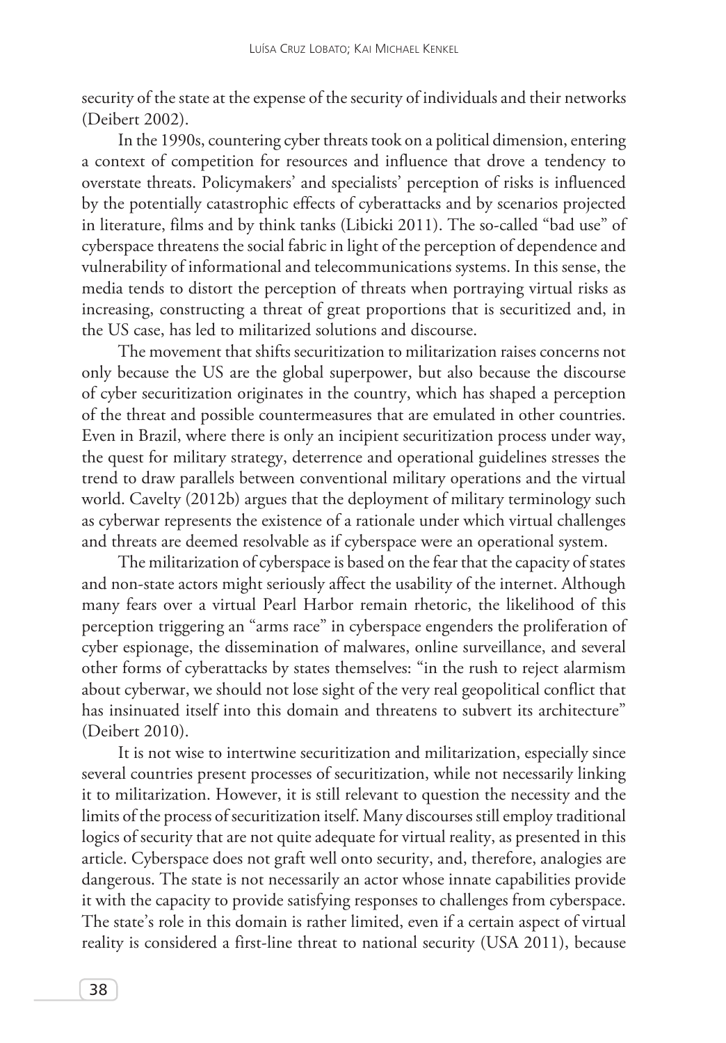security of the state at the expense of the security of individuals and their networks (Deibert 2002).

In the 1990s, countering cyber threats took on a political dimension, entering a context of competition for resources and influence that drove a tendency to overstate threats. Policymakers' and specialists' perception of risks is influenced by the potentially catastrophic effects of cyberattacks and by scenarios projected in literature, films and by think tanks (Libicki 2011). The so-called "bad use" of cyberspace threatens the social fabric in light of the perception of dependence and vulnerability of informational and telecommunications systems. In this sense, the media tends to distort the perception of threats when portraying virtual risks as increasing, constructing a threat of great proportions that is securitized and, in the US case, has led to militarized solutions and discourse.

The movement that shifts securitization to militarization raises concerns not only because the US are the global superpower, but also because the discourse of cyber securitization originates in the country, which has shaped a perception of the threat and possible countermeasures that are emulated in other countries. Even in Brazil, where there is only an incipient securitization process under way, the quest for military strategy, deterrence and operational guidelines stresses the trend to draw parallels between conventional military operations and the virtual world. Cavelty (2012b) argues that the deployment of military terminology such as cyberwar represents the existence of a rationale under which virtual challenges and threats are deemed resolvable as if cyberspace were an operational system.

The militarization of cyberspace is based on the fear that the capacity of states and non-state actors might seriously affect the usability of the internet. Although many fears over a virtual Pearl Harbor remain rhetoric, the likelihood of this perception triggering an "arms race" in cyberspace engenders the proliferation of cyber espionage, the dissemination of malwares, online surveillance, and several other forms of cyberattacks by states themselves: "in the rush to reject alarmism about cyberwar, we should not lose sight of the very real geopolitical conflict that has insinuated itself into this domain and threatens to subvert its architecture" (Deibert 2010).

It is not wise to intertwine securitization and militarization, especially since several countries present processes of securitization, while not necessarily linking it to militarization. However, it is still relevant to question the necessity and the limits of the process of securitization itself. Many discourses still employ traditional logics of security that are not quite adequate for virtual reality, as presented in this article. Cyberspace does not graft well onto security, and, therefore, analogies are dangerous. The state is not necessarily an actor whose innate capabilities provide it with the capacity to provide satisfying responses to challenges from cyberspace. The state's role in this domain is rather limited, even if a certain aspect of virtual reality is considered a first-line threat to national security (USA 2011), because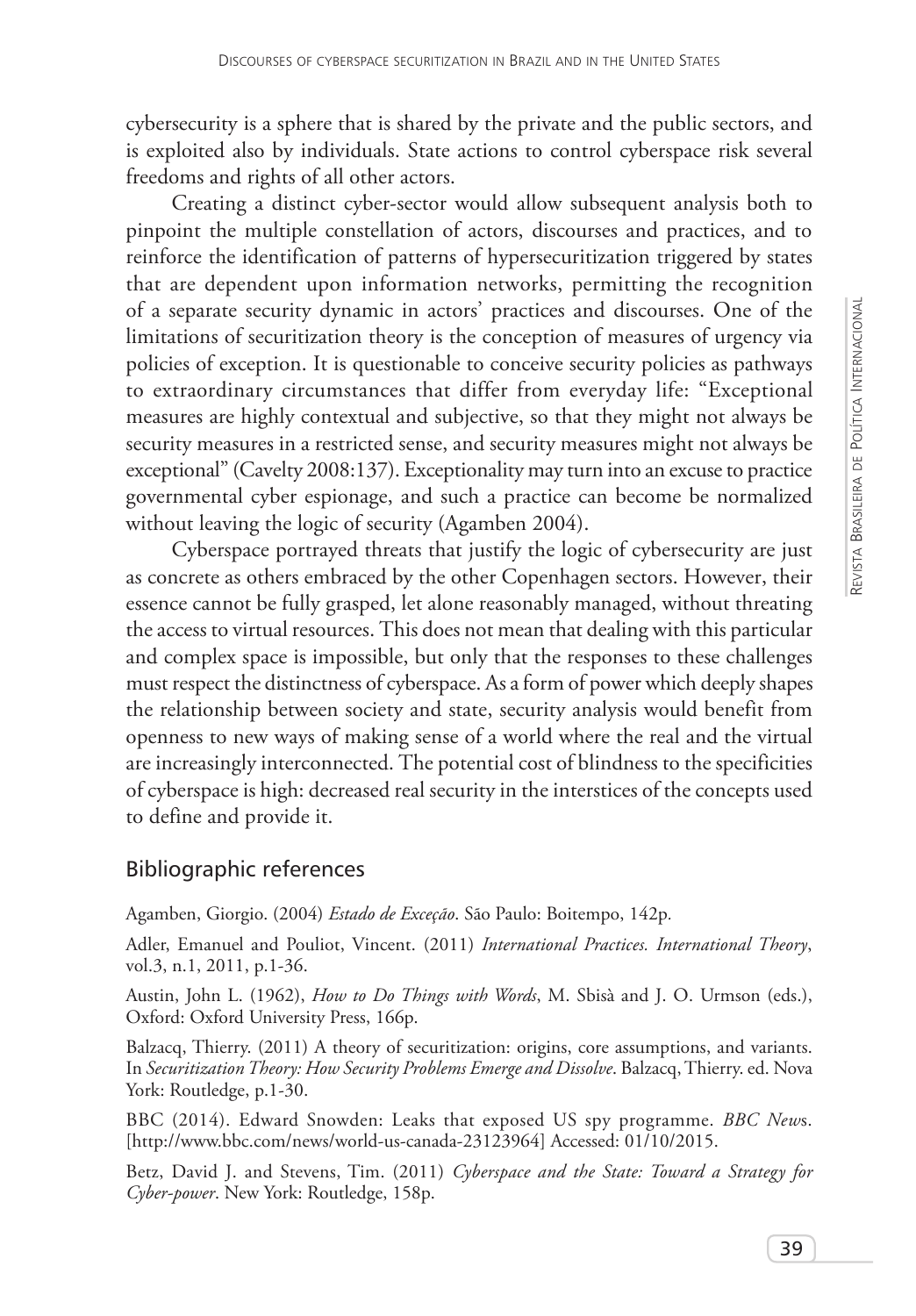cybersecurity is a sphere that is shared by the private and the public sectors, and is exploited also by individuals. State actions to control cyberspace risk several freedoms and rights of all other actors.

Creating a distinct cyber-sector would allow subsequent analysis both to pinpoint the multiple constellation of actors, discourses and practices, and to reinforce the identification of patterns of hypersecuritization triggered by states that are dependent upon information networks, permitting the recognition of a separate security dynamic in actors' practices and discourses. One of the limitations of securitization theory is the conception of measures of urgency via policies of exception. It is questionable to conceive security policies as pathways to extraordinary circumstances that differ from everyday life: "Exceptional measures are highly contextual and subjective, so that they might not always be security measures in a restricted sense, and security measures might not always be exceptional" (Cavelty 2008:137). Exceptionality may turn into an excuse to practice governmental cyber espionage, and such a practice can become be normalized without leaving the logic of security (Agamben 2004).

Cyberspace portrayed threats that justify the logic of cybersecurity are just as concrete as others embraced by the other Copenhagen sectors. However, their essence cannot be fully grasped, let alone reasonably managed, without threating the access to virtual resources. This does not mean that dealing with this particular and complex space is impossible, but only that the responses to these challenges must respect the distinctness of cyberspace. As a form of power which deeply shapes the relationship between society and state, security analysis would benefit from openness to new ways of making sense of a world where the real and the virtual are increasingly interconnected. The potential cost of blindness to the specificities of cyberspace is high: decreased real security in the interstices of the concepts used to define and provide it.

## Bibliographic references

Agamben, Giorgio. (2004) *Estado de Exceção*. São Paulo: Boitempo, 142p.

Adler, Emanuel and Pouliot, Vincent. (2011) *International Practices. International Theory*, vol.3, n.1, 2011, p.1-36.

Austin, John L. (1962), *How to Do Things with Words*, M. Sbisà and J. O. Urmson (eds.), Oxford: Oxford University Press, 166p.

Balzacq, Thierry. (2011) A theory of securitization: origins, core assumptions, and variants. In *Securitization Theory: How Security Problems Emerge and Dissolve*. Balzacq, Thierry. ed. Nova York: Routledge, p.1-30.

BBC (2014). Edward Snowden: Leaks that exposed US spy programme. *BBC News*. [http://www.bbc.com/news/world-us-canada-23123964] Accessed: 01/10/2015.

Betz, David J. and Stevens, Tim. (2011) *Cyberspace and the State: Toward a Strategy for Cyber-power*. New York: Routledge, 158p.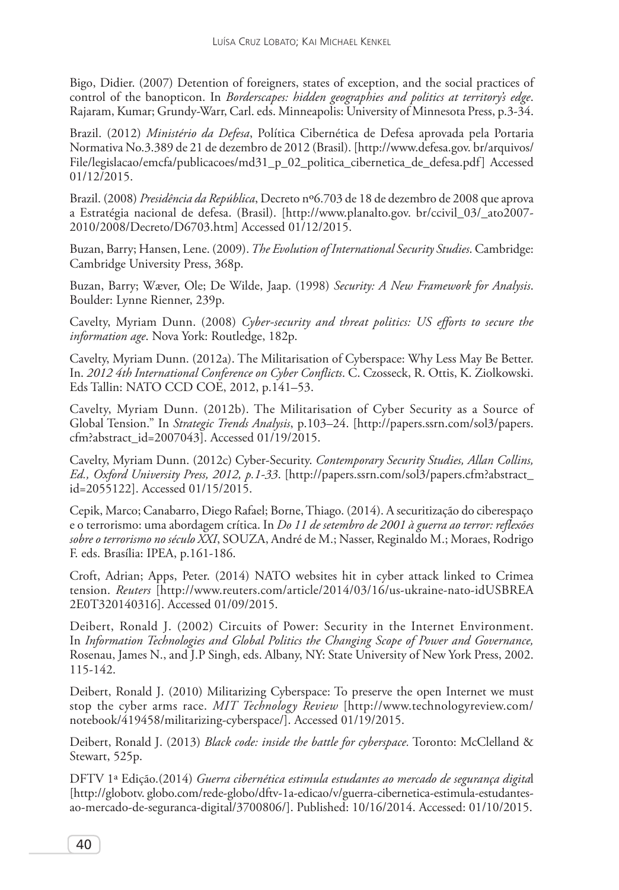Bigo, Didier. (2007) Detention of foreigners, states of exception, and the social practices of control of the banopticon. In *Borderscapes: hidden geographies and politics at territory's edge*. Rajaram, Kumar; Grundy-Warr, Carl. eds. Minneapolis: University of Minnesota Press, p.3-34.

Brazil. (2012) *Ministério da Defesa*, Política Cibernética de Defesa aprovada pela Portaria Normativa No.3.389 de 21 de dezembro de 2012 (Brasil). [http://www.defesa.gov. br/arquivos/File/legislacao/emcfa/publicacoes/md31_p_02_politica_cibernetica_de_defesa.pdf] Accessed 01/12/2015.

Brazil. (2008) *Presidência da República*, Decreto nº6.703 de 18 de dezembro de 2008 que aprova a Estratégia nacional de defesa. (Brasil). [http://www.planalto.gov. br/ccivil_03/_ato2007-2010/2008/Decreto/D6703.htm] Accessed 01/12/2015.

Buzan, Barry; Hansen, Lene. (2009). *The Evolution of International Security Studies*. Cambridge: Cambridge University Press, 368p.

Buzan, Barry; Wæver, Ole; De Wilde, Jaap. (1998) *Security: A New Framework for Analysis*. Boulder: Lynne Rienner, 239p.

Cavelty, Myriam Dunn. (2008) *Cyber-security and threat politics: US efforts to secure the information age*. Nova York: Routledge, 182p.

Cavelty, Myriam Dunn. (2012a). The Militarisation of Cyberspace: Why Less May Be Better. In. *2012 4th International Conference on Cyber Conflicts*. C. Czosseck, R. Ottis, K. Ziolkowski. Eds Tallin: NATO CCD COE, 2012, p.141–53.

Cavelty, Myriam Dunn. (2012b). The Militarisation of Cyber Security as a Source of Global Tension." In *Strategic Trends Analysis*, p.103–24. [http://papers.ssrn.com/sol3/papers.cfm?abstract_id=2007043]. Accessed 01/19/2015.

Cavelty, Myriam Dunn. (2012c) Cyber-Security. *Contemporary Security Studies, Allan Collins, Ed., Oxford University Press, 2012, p.1-33*. [http://papers.ssrn.com/sol3/papers.cfm?abstract_id=2055122]. Accessed 01/15/2015.

Cepik, Marco; Canabarro, Diego Rafael; Borne, Thiago. (2014). A securitização do ciberespaço e o terrorismo: uma abordagem crítica. In *Do 11 de setembro de 2001 à guerra ao terror: reflexões sobre o terrorismo no século XXI*, SOUZA, André de M.; Nasser, Reginaldo M.; Moraes, Rodrigo F. eds. Brasília: IPEA, p.161-186.

Croft, Adrian; Apps, Peter. (2014) NATO websites hit in cyber attack linked to Crimea tension. *Reuters* [http://www.reuters.com/article/2014/03/16/us-ukraine-nato-idUSBREA2E0T320140316]. Accessed 01/09/2015.

Deibert, Ronald J. (2002) Circuits of Power: Security in the Internet Environment. In *Information Technologies and Global Politics the Changing Scope of Power and Governance,* Rosenau, James N., and J.P Singh, eds. Albany, NY: State University of New York Press, 2002. 115-142.

Deibert, Ronald J. (2010) Militarizing Cyberspace: To preserve the open Internet we must stop the cyber arms race. *MIT Technology Review* [http://www.technologyreview.com/notebook/419458/militarizing-cyberspace/]. Accessed 01/19/2015.

Deibert, Ronald J. (2013) *Black code: inside the battle for cyberspace.* Toronto: McClelland & Stewart, 525p.

DFTV 1ª Edição.(2014) *Guerra cibernética estimula estudantes ao mercado de segurança digita*l [http://globotv. globo.com/rede-globo/dftv-1a-edicao/v/guerra-cibernetica-estimula-estudantes-ao-mercado-de-seguranca-digital/3700806/]. Published: 10/16/2014. Accessed: 01/10/2015.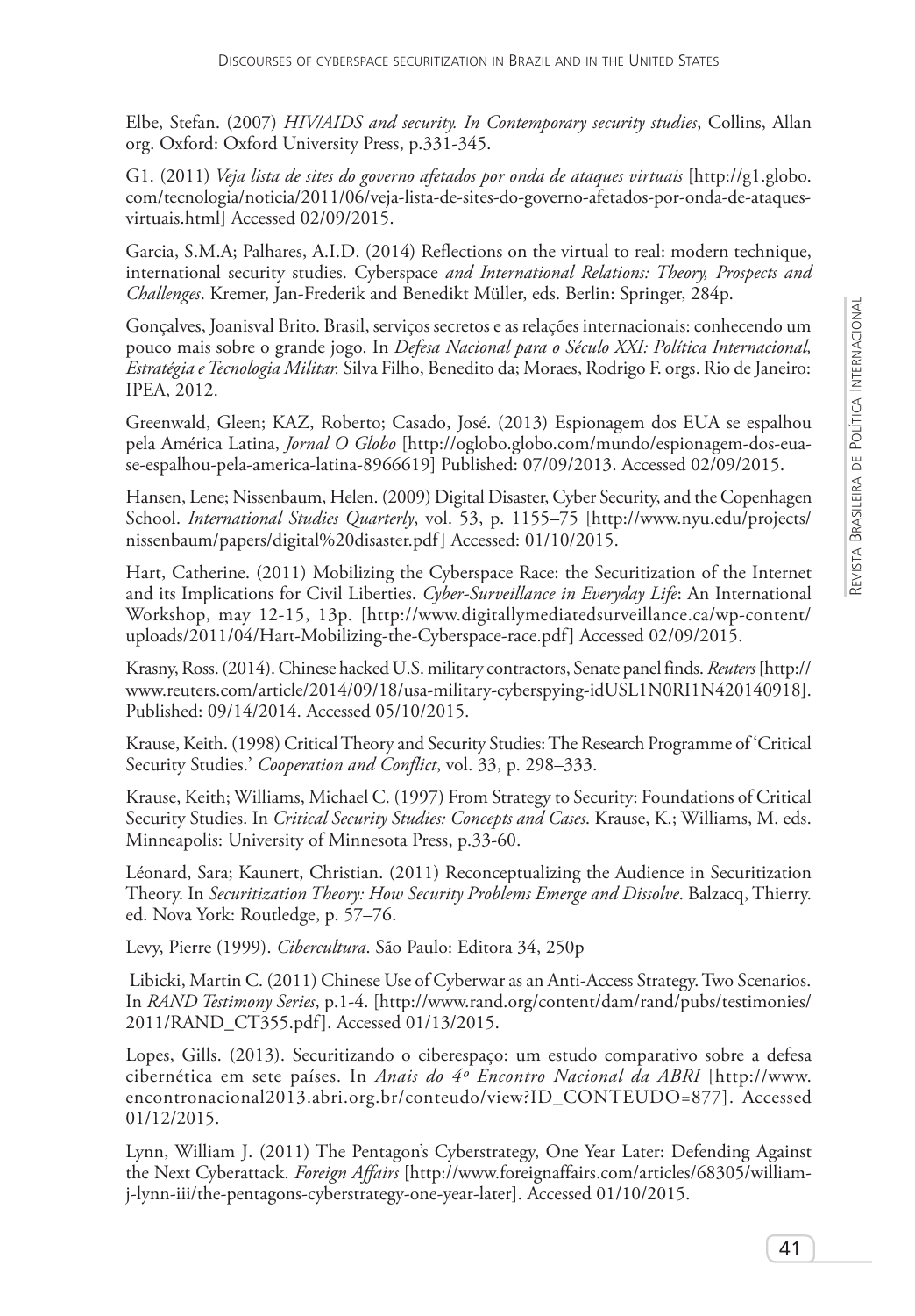Elbe, Stefan. (2007) *HIV/AIDS and security. In Contemporary security studies*, Collins, Allan org. Oxford: Oxford University Press, p.331-345.

G1. (2011) *Veja lista de sites do governo afetados por onda de ataques virtuais* [http://g1.globo.com/tecnologia/noticia/2011/06/veja-lista-de-sites-do-governo-afetados-por-onda-de-ataques-virtuais.html] Accessed 02/09/2015.

Garcia, S.M.A; Palhares, A.I.D. (2014) Reflections on the virtual to real: modern technique, international security studies. Cyberspace *and International Relations: Theory, Prospects and Challenges*. Kremer, Jan-Frederik and Benedikt Müller, eds. Berlin: Springer, 284p.

Gonçalves, Joanisval Brito. Brasil, serviços secretos e as relações internacionais: conhecendo um pouco mais sobre o grande jogo. In *Defesa Nacional para o Século XXI: Política Internacional, Estratégia e Tecnologia Militar.* Silva Filho, Benedito da; Moraes, Rodrigo F. orgs. Rio de Janeiro: IPEA, 2012.

Greenwald, Gleen; KAZ, Roberto; Casado, José. (2013) Espionagem dos EUA se espalhou pela América Latina, *Jornal O Globo* [http://oglobo.globo.com/mundo/espionagem-dos-eua-se-espalhou-pela-america-latina-8966619] Published: 07/09/2013. Accessed 02/09/2015.

Hansen, Lene; Nissenbaum, Helen. (2009) Digital Disaster, Cyber Security, and the Copenhagen School. *International Studies Quarterly*, vol. 53, p. 1155–75 [http://www.nyu.edu/projects/nissenbaum/papers/digital%20disaster.pdf] Accessed: 01/10/2015.

Hart, Catherine. (2011) Mobilizing the Cyberspace Race: the Securitization of the Internet and its Implications for Civil Liberties. *Cyber-Surveillance in Everyday Life*: An International Workshop, may 12-15, 13p. [http://www.digitallymediatedsurveillance.ca/wp-content/uploads/2011/04/Hart-Mobilizing-the-Cyberspace-race.pdf] Accessed 02/09/2015.

Krasny, Ross. (2014). Chinese hacked U.S. military contractors, Senate panel finds. *Reuters* [http://www.reuters.com/article/2014/09/18/usa-military-cyberspying-idUSL1N0RI1N420140918]. Published: 09/14/2014. Accessed 05/10/2015.

Krause, Keith. (1998) Critical Theory and Security Studies: The Research Programme of 'Critical Security Studies.' *Cooperation and Conflict*, vol. 33, p. 298–333.

Krause, Keith; Williams, Michael C. (1997) From Strategy to Security: Foundations of Critical Security Studies. In *Critical Security Studies: Concepts and Cases*. Krause, K.; Williams, M. eds. Minneapolis: University of Minnesota Press, p.33-60.

Léonard, Sara; Kaunert, Christian. (2011) Reconceptualizing the Audience in Securitization Theory. In *Securitization Theory: How Security Problems Emerge and Dissolve*. Balzacq, Thierry. ed. Nova York: Routledge, p. 57–76.

Levy, Pierre (1999). *Cibercultura*. São Paulo: Editora 34, 250p

Libicki, Martin C. (2011) Chinese Use of Cyberwar as an Anti-Access Strategy. Two Scenarios. In *RAND Testimony Series*, p.1-4. [http://www.rand.org/content/dam/rand/pubs/testimonies/2011/RAND_CT355.pdf]. Accessed 01/13/2015.

Lopes, Gills. (2013). Securitizando o ciberespaço: um estudo comparativo sobre a defesa cibernética em sete países. In *Anais do 4º Encontro Nacional da ABRI* [http://www.encontronacional2013.abri.org.br/conteudo/view?ID_CONTEUDO=877]. Accessed 01/12/2015.

Lynn, William J. (2011) The Pentagon's Cyberstrategy, One Year Later: Defending Against the Next Cyberattack. *Foreign Affairs* [http://www.foreignaffairs.com/articles/68305/william-j-lynn-iii/the-pentagons-cyberstrategy-one-year-later]. Accessed 01/10/2015.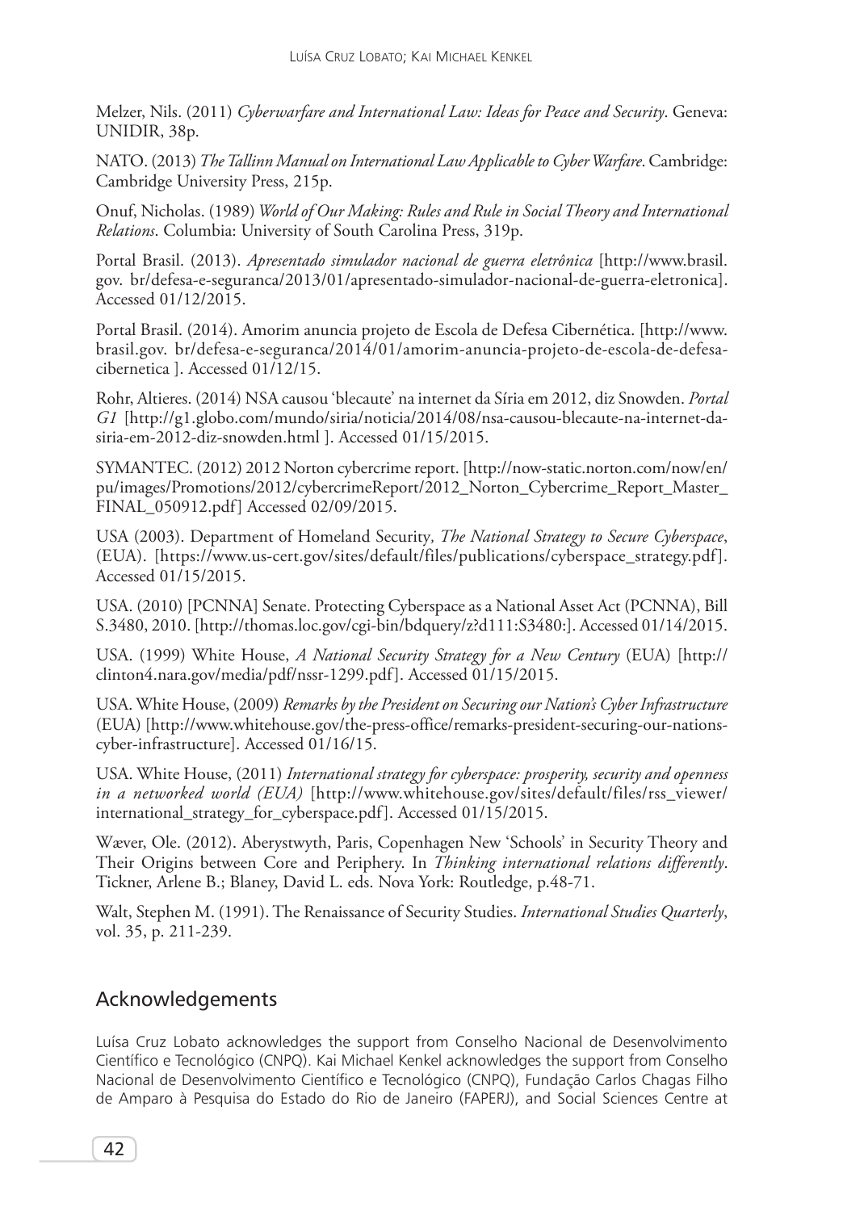Melzer, Nils. (2011) *Cyberwarfare and International Law: Ideas for Peace and Security*. Geneva: UNIDIR, 38p.

NATO. (2013) *The Tallinn Manual on International Law Applicable to Cyber Warfare*. Cambridge: Cambridge University Press, 215p.

Onuf, Nicholas. (1989) *World of Our Making: Rules and Rule in Social Theory and International Relations*. Columbia: University of South Carolina Press, 319p.

Portal Brasil. (2013). *Apresentado simulador nacional de guerra eletrônica* [http://www.brasil.gov. br/defesa-e-seguranca/2013/01/apresentado-simulador-nacional-de-guerra-eletronica]. Accessed 01/12/2015.

Portal Brasil. (2014). Amorim anuncia projeto de Escola de Defesa Cibernética. [http://www.brasil.gov. br/defesa-e-seguranca/2014/01/amorim-anuncia-projeto-de-escola-de-defesa-cibernetica ]. Accessed 01/12/15.

Rohr, Altieres. (2014) NSA causou 'blecaute' na internet da Síria em 2012, diz Snowden. *Portal G1* [http://g1.globo.com/mundo/siria/noticia/2014/08/nsa-causou-blecaute-na-internet-da-siria-em-2012-diz-snowden.html ]. Accessed 01/15/2015.

SYMANTEC. (2012) 2012 Norton cybercrime report. [http://now-static.norton.com/now/en/pu/images/Promotions/2012/cybercrimeReport/2012_Norton_Cybercrime_Report_Master_FINAL_050912.pdf] Accessed 02/09/2015.

USA (2003). Department of Homeland Security*, The National Strategy to Secure Cyberspace*, (EUA). [https://www.us-cert.gov/sites/default/files/publications/cyberspace_strategy.pdf]. Accessed 01/15/2015.

USA. (2010) [PCNNA] Senate. Protecting Cyberspace as a National Asset Act (PCNNA), Bill S.3480, 2010. [http://thomas.loc.gov/cgi-bin/bdquery/z?d111:S3480:]. Accessed 01/14/2015.

USA. (1999) White House, *A National Security Strategy for a New Century* (EUA) [http://clinton4.nara.gov/media/pdf/nssr-1299.pdf]. Accessed 01/15/2015.

USA. White House, (2009) *Remarks by the President on Securing our Nation's Cyber Infrastructure* (EUA) [http://www.whitehouse.gov/the-press-office/remarks-president-securing-our-nations-cyber-infrastructure]. Accessed 01/16/15.

USA. White House, (2011) *International strategy for cyberspace: prosperity, security and openness in a networked world (EUA)* [http://www.whitehouse.gov/sites/default/files/rss_viewer/international_strategy_for_cyberspace.pdf]. Accessed 01/15/2015.

Wæver, Ole. (2012). Aberystwyth, Paris, Copenhagen New 'Schools' in Security Theory and Their Origins between Core and Periphery. In *Thinking international relations differently*. Tickner, Arlene B.; Blaney, David L. eds. Nova York: Routledge, p.48-71.

Walt, Stephen M. (1991). The Renaissance of Security Studies. *International Studies Quarterly*, vol. 35, p. 211-239.

## Acknowledgements

Luísa Cruz Lobato acknowledges the support from Conselho Nacional de Desenvolvimento Científico e Tecnológico (CNPQ). Kai Michael Kenkel acknowledges the support from Conselho Nacional de Desenvolvimento Científico e Tecnológico (CNPQ), Fundação Carlos Chagas Filho de Amparo à Pesquisa do Estado do Rio de Janeiro (FAPERJ), and Social Sciences Centre at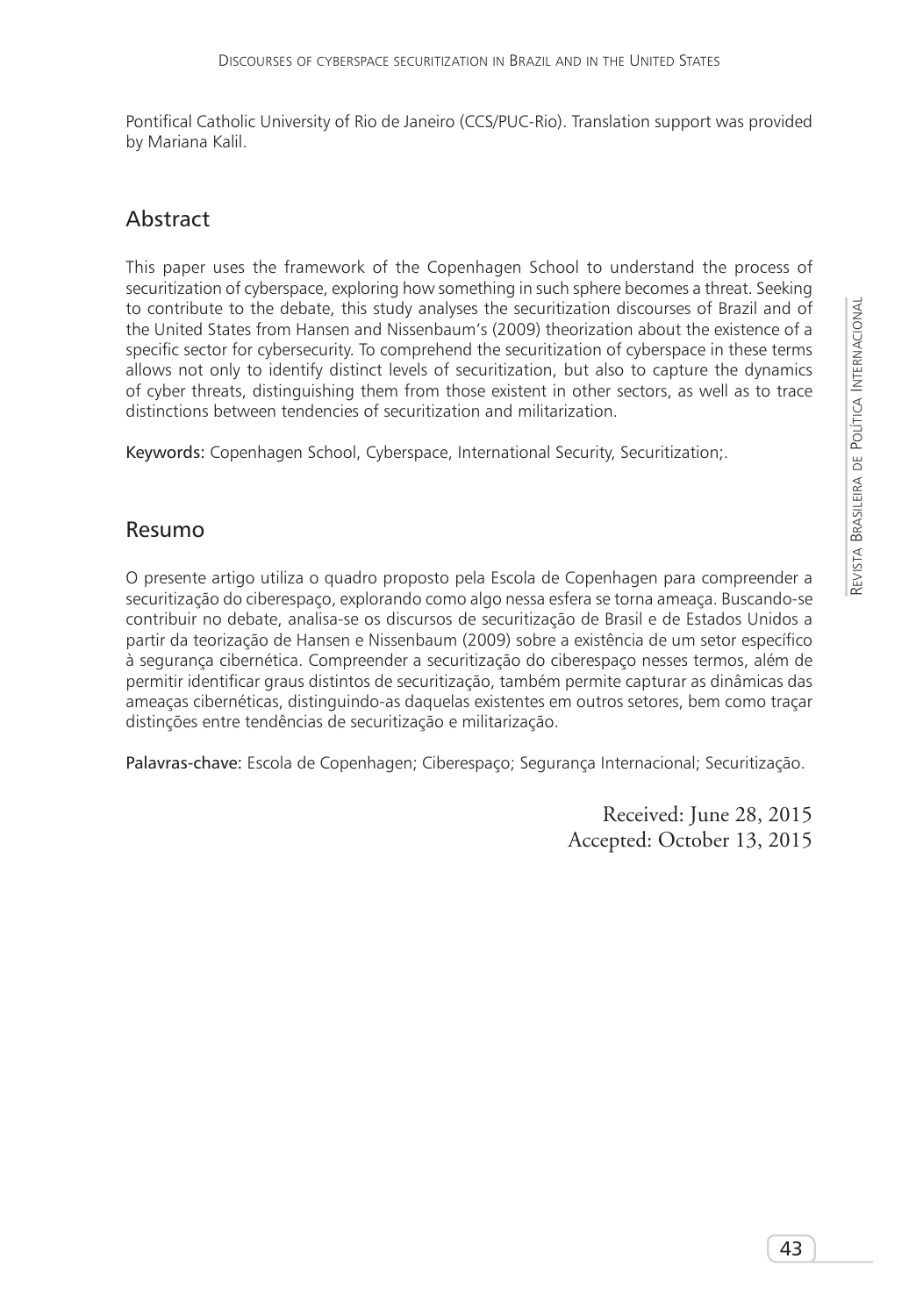Pontifical Catholic University of Rio de Janeiro (CCS/PUC-Rio). Translation support was provided by Mariana Kalil.

## Abstract

This paper uses the framework of the Copenhagen School to understand the process of securitization of cyberspace, exploring how something in such sphere becomes a threat. Seeking to contribute to the debate, this study analyses the securitization discourses of Brazil and of the United States from Hansen and Nissenbaum's (2009) theorization about the existence of a specific sector for cybersecurity. To comprehend the securitization of cyberspace in these terms allows not only to identify distinct levels of securitization, but also to capture the dynamics of cyber threats, distinguishing them from those existent in other sectors, as well as to trace distinctions between tendencies of securitization and militarization.

**Keywords**: Copenhagen School, Cyberspace, International Security, Securitization;.

## Resumo

O presente artigo utiliza o quadro proposto pela Escola de Copenhagen para compreender a securitização do ciberespaço, explorando como algo nessa esfera se torna ameaça. Buscando-se contribuir no debate, analisa-se os discursos de securitização de Brasil e de Estados Unidos a partir da teorização de Hansen e Nissenbaum (2009) sobre a existência de um setor específico à segurança cibernética. Compreender a securitização do ciberespaço nesses termos, além de permitir identificar graus distintos de securitização, também permite capturar as dinâmicas das ameaças cibernéticas, distinguindo-as daquelas existentes em outros setores, bem como traçar distinções entre tendências de securitização e militarização.

**Palavras-chave:** Escola de Copenhagen; Ciberespaço; Segurança Internacional; Securitização.

Received: June 28, 2015
Accepted: October 13, 2015